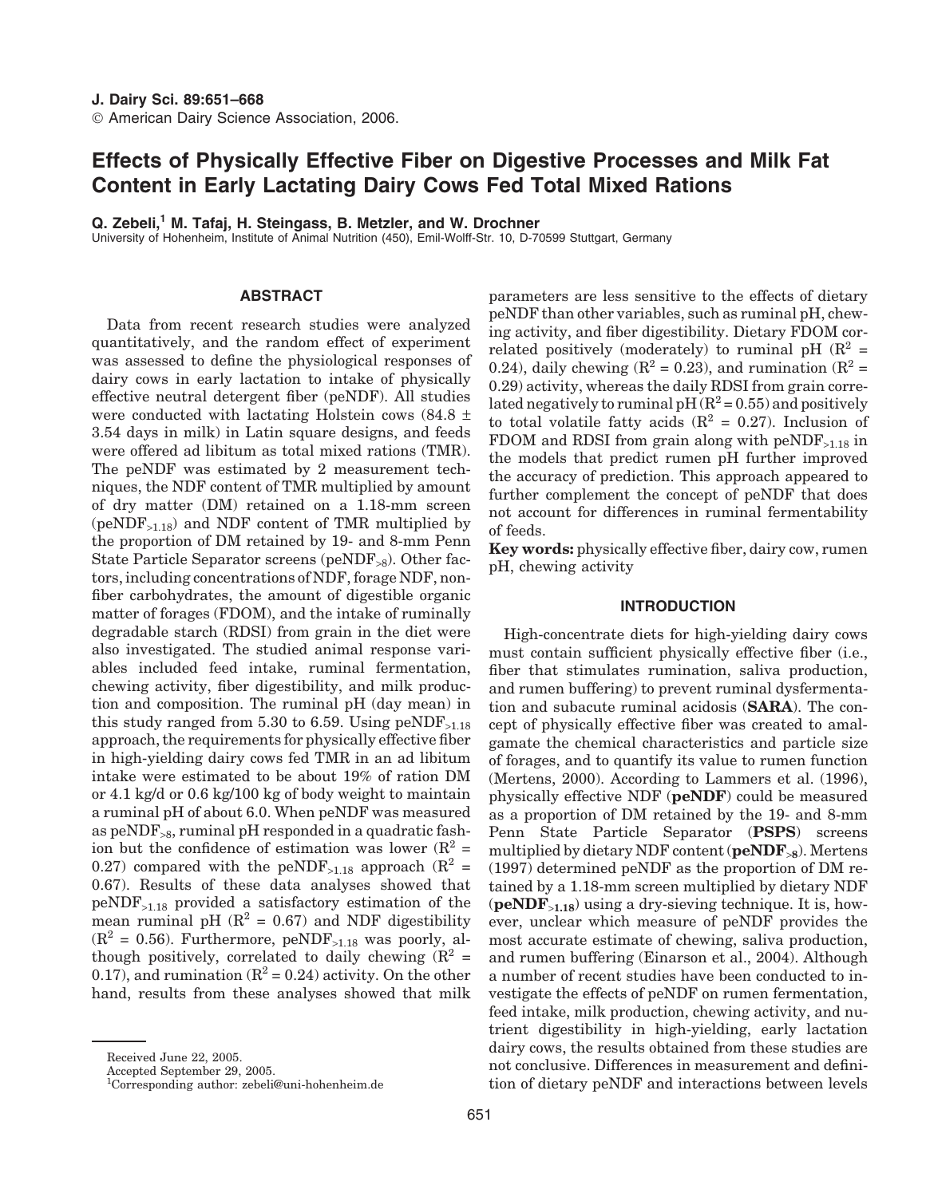# Effects of Physically Effective Fiber on Digestive Processes and Milk Fat Content in Early Lactating Dairy Cows Fed Total Mixed Rations

**Q. Zebeli,[1] M. Tafaj, H. Steingass, B. Metzler, and W. Drochner**
University of Hohenheim, Institute of Animal Nutrition (450), Emil-Wolff-Str. 10, D-70599 Stuttgart, Germany

## ABSTRACT

Data from recent research studies were analyzed quantitatively, and the random effect of experiment was assessed to define the physiological responses of dairy cows in early lactation to intake of physically effective neutral detergent fiber (peNDF). All studies were conducted with lactating Holstein cows (84.8 ± 3.54 days in milk) in Latin square designs, and feeds were offered ad libitum as total mixed rations (TMR). The peNDF was estimated by 2 measurement techniques, the NDF content of TMR multiplied by amount of dry matter (DM) retained on a 1.18-mm screen ($peNDF_{>1.18}$) and NDF content of TMR multiplied by the proportion of DM retained by 19- and 8-mm Penn State Particle Separator screens ($peNDF_{>8}$). Other factors, including concentrations of NDF, forage NDF, nonfiber carbohydrates, the amount of digestible organic matter of forages (FDOM), and the intake of ruminally degradable starch (RDSI) from grain in the diet were also investigated. The studied animal response variables included feed intake, ruminal fermentation, chewing activity, fiber digestibility, and milk production and composition. The ruminal pH (day mean) in this study ranged from 5.30 to 6.59. Using $peNDF_{>1.18}$ approach, the requirements for physically effective fiber in high-yielding dairy cows fed TMR in an ad libitum intake were estimated to be about 19% of ration DM or 4.1 kg/d or 0.6 kg/100 kg of body weight to maintain a ruminal pH of about 6.0. When peNDF was measured as $peNDF_{>8}$, ruminal pH responded in a quadratic fashion but the confidence of estimation was lower ($R^2$ = 0.27) compared with the $peNDF_{>1.18}$ approach ($R^2$ = 0.67). Results of these data analyses showed that $peNDF_{>1.18}$ provided a satisfactory estimation of the mean ruminal pH ($R^2$ = 0.67) and NDF digestibility ($R^2$ = 0.56). Furthermore, $peNDF_{>1.18}$ was poorly, although positively, correlated to daily chewing ($R^2$ = 0.17), and rumination ($R^2$ = 0.24) activity. On the other hand, results from these analyses showed that milk parameters are less sensitive to the effects of dietary peNDF than other variables, such as ruminal pH, chewing activity, and fiber digestibility. Dietary FDOM correlated positively (moderately) to ruminal pH ($R^2$ = 0.24), daily chewing ($R^2$ = 0.23), and rumination ($R^2$ = 0.29) activity, whereas the daily RDSI from grain correlated negatively to ruminal pH ($R^2$ = 0.55) and positively to total volatile fatty acids ($R^2$ = 0.27). Inclusion of FDOM and RDSI from grain along with $peNDF_{>1.18}$ in the models that predict rumen pH further improved the accuracy of prediction. This approach appeared to further complement the concept of peNDF that does not account for differences in ruminal fermentability of feeds.

**Key words:** physically effective fiber, dairy cow, rumen pH, chewing activity

## INTRODUCTION

High-concentrate diets for high-yielding dairy cows must contain sufficient physically effective fiber (i.e., fiber that stimulates rumination, saliva production, and rumen buffering) to prevent ruminal dysfermentation and subacute ruminal acidosis (**SARA**). The concept of physically effective fiber was created to amalgamate the chemical characteristics and particle size of forages, and to quantify its value to rumen function (Mertens, 2000). According to Lammers et al. (1996), physically effective NDF (**peNDF**) could be measured as a proportion of DM retained by the 19- and 8-mm Penn State Particle Separator (**PSPS**) screens multiplied by dietary NDF content (**$peNDF_{>8}$**). Mertens (1997) determined peNDF as the proportion of DM retained by a 1.18-mm screen multiplied by dietary NDF (**$peNDF_{>1.18}$**) using a dry-sieving technique. It is, however, unclear which measure of peNDF provides the most accurate estimate of chewing, saliva production, and rumen buffering (Einarson et al., 2004). Although a number of recent studies have been conducted to investigate the effects of peNDF on rumen fermentation, feed intake, milk production, chewing activity, and nutrient digestibility in high-yielding, early lactation dairy cows, the results obtained from these studies are not conclusive. Differences in measurement and definition of dietary peNDF and interactions between levels

Received June 22, 2005.
Accepted September 29, 2005.
[1]Corresponding author: zebeli@uni-hohenheim.de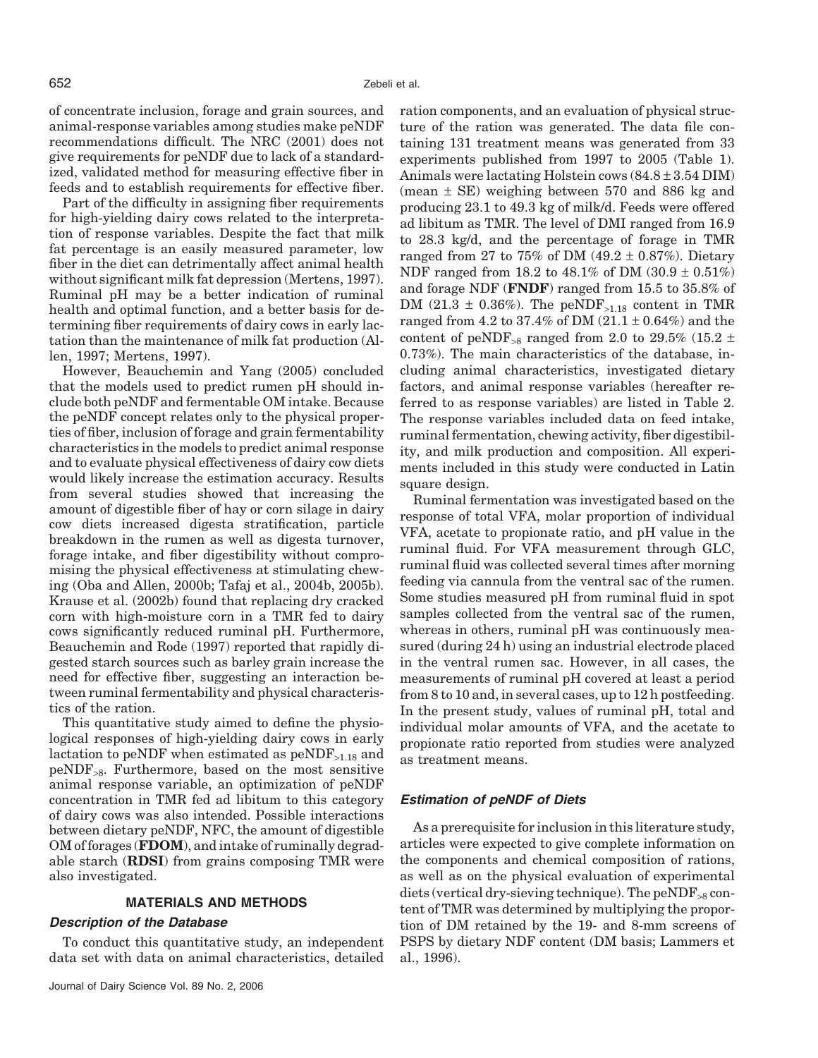of concentrate inclusion, forage and grain sources, and animal-response variables among studies make peNDF recommendations difficult. The NRC (2001) does not give requirements for peNDF due to lack of a standardized, validated method for measuring effective fiber in feeds and to establish requirements for effective fiber.

Part of the difficulty in assigning fiber requirements for high-yielding dairy cows related to the interpretation of response variables. Despite the fact that milk fat percentage is an easily measured parameter, low fiber in the diet can detrimentally affect animal health without significant milk fat depression (Mertens, 1997). Ruminal pH may be a better indication of ruminal health and optimal function, and a better basis for determining fiber requirements of dairy cows in early lactation than the maintenance of milk fat production (Allen, 1997; Mertens, 1997).

However, Beauchemin and Yang (2005) concluded that the models used to predict rumen pH should include both peNDF and fermentable OM intake. Because the peNDF concept relates only to the physical properties of fiber, inclusion of forage and grain fermentability characteristics in the models to predict animal response and to evaluate physical effectiveness of dairy cow diets would likely increase the estimation accuracy. Results from several studies showed that increasing the amount of digestible fiber of hay or corn silage in dairy cow diets increased digesta stratification, particle breakdown in the rumen as well as digesta turnover, forage intake, and fiber digestibility without compromising the physical effectiveness at stimulating chewing (Oba and Allen, 2000b; Tafaj et al., 2004b, 2005b). Krause et al. (2002b) found that replacing dry cracked corn with high-moisture corn in a TMR fed to dairy cows significantly reduced ruminal pH. Furthermore, Beauchemin and Rode (1997) reported that rapidly digested starch sources such as barley grain increase the need for effective fiber, suggesting an interaction between ruminal fermentability and physical characteristics of the ration.

This quantitative study aimed to define the physiological responses of high-yielding dairy cows in early lactation to peNDF when estimated as $peNDF_{>1.18}$ and $peNDF_{>8}$. Furthermore, based on the most sensitive animal response variable, an optimization of peNDF concentration in TMR fed ad libitum to this category of dairy cows was also intended. Possible interactions between dietary peNDF, NFC, the amount of digestible OM of forages (**FDOM**), and intake of ruminally degradable starch (**RDSI**) from grains composing TMR were also investigated.

## MATERIALS AND METHODS

### *Description of the Database*

To conduct this quantitative study, an independent data set with data on animal characteristics, detailed ration components, and an evaluation of physical structure of the ration was generated. The data file containing 131 treatment means was generated from 33 experiments published from 1997 to 2005 (Table 1). Animals were lactating Holstein cows (84.8 ± 3.54 DIM) (mean ± SE) weighing between 570 and 886 kg and producing 23.1 to 49.3 kg of milk/d. Feeds were offered ad libitum as TMR. The level of DMI ranged from 16.9 to 28.3 kg/d, and the percentage of forage in TMR ranged from 27 to 75% of DM (49.2 ± 0.87%). Dietary NDF ranged from 18.2 to 48.1% of DM (30.9 ± 0.51%) and forage NDF (**FNDF**) ranged from 15.5 to 35.8% of DM (21.3 ± 0.36%). The $peNDF_{>1.18}$ content in TMR ranged from 4.2 to 37.4% of DM (21.1 ± 0.64%) and the content of $peNDF_{>8}$ ranged from 2.0 to 29.5% (15.2 ± 0.73%). The main characteristics of the database, including animal characteristics, investigated dietary factors, and animal response variables (hereafter referred to as response variables) are listed in Table 2. The response variables included data on feed intake, ruminal fermentation, chewing activity, fiber digestibility, and milk production and composition. All experiments included in this study were conducted in Latin square design.

Ruminal fermentation was investigated based on the response of total VFA, molar proportion of individual VFA, acetate to propionate ratio, and pH value in the ruminal fluid. For VFA measurement through GLC, ruminal fluid was collected several times after morning feeding via cannula from the ventral sac of the rumen. Some studies measured pH from ruminal fluid in spot samples collected from the ventral sac of the rumen, whereas in others, ruminal pH was continuously measured (during 24 h) using an industrial electrode placed in the ventral rumen sac. However, in all cases, the measurements of ruminal pH covered at least a period from 8 to 10 and, in several cases, up to 12 h postfeeding. In the present study, values of ruminal pH, total and individual molar amounts of VFA, and the acetate to propionate ratio reported from studies were analyzed as treatment means.

### *Estimation of peNDF of Diets*

As a prerequisite for inclusion in this literature study, articles were expected to give complete information on the components and chemical composition of rations, as well as on the physical evaluation of experimental diets (vertical dry-sieving technique). The $peNDF_{>8}$ content of TMR was determined by multiplying the proportion of DM retained by the 19- and 8-mm screens of PSPS by dietary NDF content (DM basis; Lammers et al., 1996).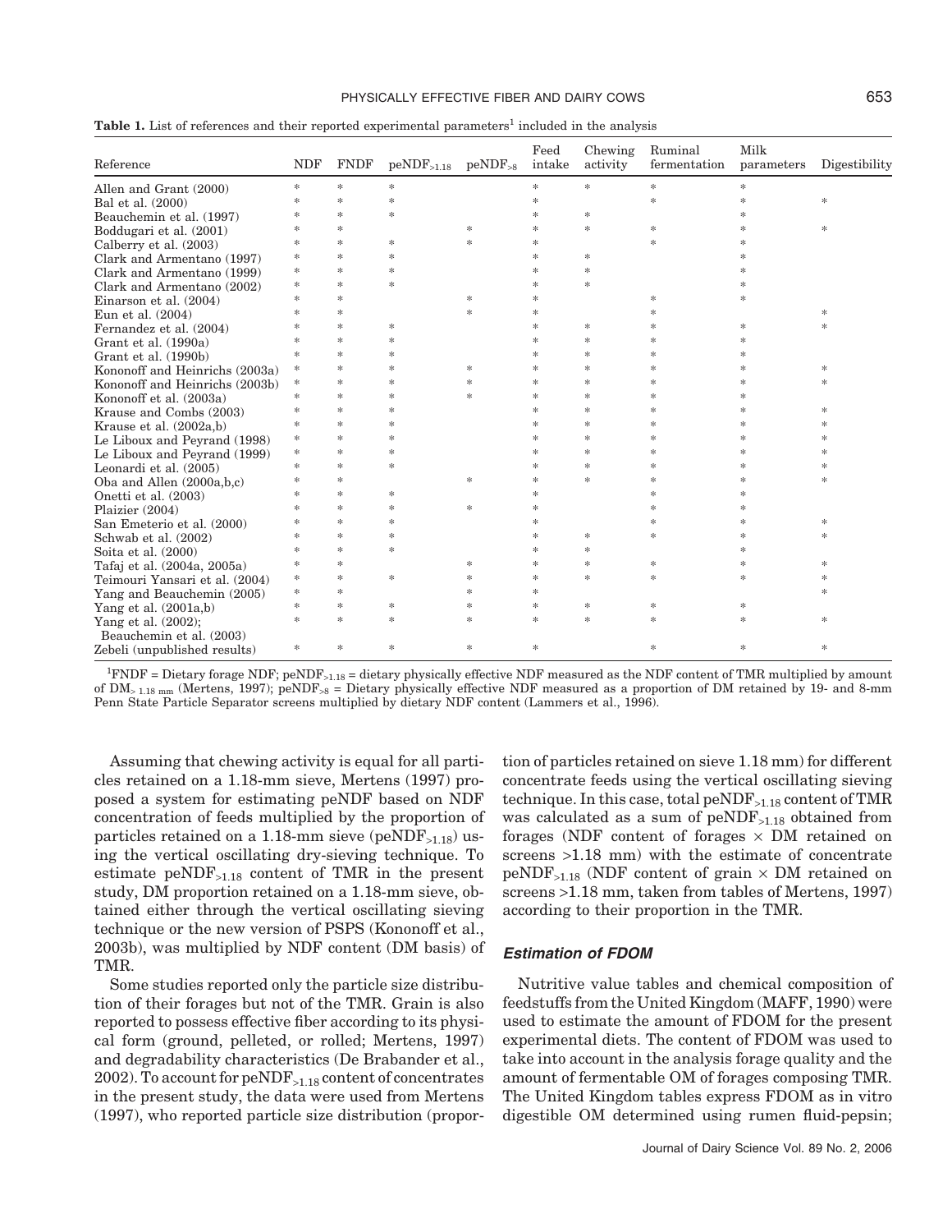**Table 1.** List of references and their reported experimental parameters[1] included in the analysis

| Reference | NDF | FNDF | $peNDF_{>1.18}$ | $peNDF_{>8}$ | Feed intake | Chewing activity | Ruminal fermentation | Milk parameters | Digestibility |
|---|---|---|---|---|---|---|---|---|---|
| Allen and Grant (2000) | * | * | * | | * | * | * | * | |
| Bal et al. (2000) | * | * | * | | * | | * | * | * |
| Beauchemin et al. (1997) | * | * | * | | * | * | | * | |
| Boddugari et al. (2001) | * | * | | * | * | * | * | * | * |
| Calberry et al. (2003) | * | * | * | * | * | | * | * | |
| Clark and Armentano (1997) | * | * | * | | * | * | | * | |
| Clark and Armentano (1999) | * | * | * | | * | * | | * | |
| Clark and Armentano (2002) | * | * | * | | * | * | | * | |
| Einarson et al. (2004) | * | * | | * | * | | * | * | |
| Eun et al. (2004) | * | * | | * | * | | * | | * |
| Fernandez et al. (2004) | * | * | * | | * | * | * | * | * |
| Grant et al. (1990a) | * | * | * | | * | * | * | * | |
| Grant et al. (1990b) | * | * | * | | * | * | * | * | |
| Kononoff and Heinrichs (2003a) | * | * | * | * | * | * | * | * | * |
| Kononoff and Heinrichs (2003b) | * | * | * | * | * | * | * | * | * |
| Kononoff et al. (2003a) | * | * | * | * | * | * | * | * | |
| Krause and Combs (2003) | * | * | * | | * | * | * | * | * |
| Krause et al. (2002a,b) | * | * | * | | * | * | * | * | * |
| Le Liboux and Peyrand (1998) | * | * | * | | * | * | * | * | * |
| Le Liboux and Peyrand (1999) | * | * | * | | * | * | * | * | * |
| Leonardi et al. (2005) | * | * | * | | * | * | * | * | * |
| Oba and Allen (2000a,b,c) | * | * | | * | * | * | * | * | * |
| Onetti et al. (2003) | * | * | * | | * | | * | * | |
| Plaizier (2004) | * | * | * | * | * | | * | * | |
| San Emeterio et al. (2000) | * | * | * | | * | | * | * | * |
| Schwab et al. (2002) | * | * | * | | * | * | * | * | * |
| Soita et al. (2000) | * | * | * | | * | * | | * | |
| Tafaj et al. (2004a, 2005a) | * | * | | * | * | * | * | * | * |
| Teimouri Yansari et al. (2004) | * | * | * | * | * | * | * | * | * |
| Yang and Beauchemin (2005) | * | * | | * | * | | | | * |
| Yang et al. (2001a,b) | * | * | * | * | * | * | * | * | |
| Yang et al. (2002); Beauchemin et al. (2003) | * | * | * | * | * | * | * | * | * |
| Zebeli (unpublished results) | * | * | * | * | * | | * | * | * |

[1]FNDF = Dietary forage NDF; $peNDF_{>1.18}$ = dietary physically effective NDF measured as the NDF content of TMR multiplied by amount of $DM_{>1.18\ mm}$ (Mertens, 1997); $peNDF_{>8}$ = Dietary physically effective NDF measured as a proportion of DM retained by 19- and 8-mm Penn State Particle Separator screens multiplied by dietary NDF content (Lammers et al., 1996).

Assuming that chewing activity is equal for all particles retained on a 1.18-mm sieve, Mertens (1997) proposed a system for estimating peNDF based on NDF concentration of feeds multiplied by the proportion of particles retained on a 1.18-mm sieve ($peNDF_{>1.18}$) using the vertical oscillating dry-sieving technique. To estimate $peNDF_{>1.18}$ content of TMR in the present study, DM proportion retained on a 1.18-mm sieve, obtained either through the vertical oscillating sieving technique or the new version of PSPS (Kononoff et al., 2003b), was multiplied by NDF content (DM basis) of TMR.

Some studies reported only the particle size distribution of their forages but not of the TMR. Grain is also reported to possess effective fiber according to its physical form (ground, pelleted, or rolled; Mertens, 1997) and degradability characteristics (De Brabander et al., 2002). To account for $peNDF_{>1.18}$ content of concentrates in the present study, the data were used from Mertens (1997), who reported particle size distribution (proportion of particles retained on sieve 1.18 mm) for different concentrate feeds using the vertical oscillating sieving technique. In this case, total $peNDF_{>1.18}$ content of TMR was calculated as a sum of $peNDF_{>1.18}$ obtained from forages (NDF content of forages × DM retained on screens >1.18 mm) with the estimate of concentrate $peNDF_{>1.18}$ (NDF content of grain × DM retained on screens >1.18 mm, taken from tables of Mertens, 1997) according to their proportion in the TMR.

### *Estimation of FDOM*

Nutritive value tables and chemical composition of feedstuffs from the United Kingdom (MAFF, 1990) were used to estimate the amount of FDOM for the present experimental diets. The content of FDOM was used to take into account in the analysis forage quality and the amount of fermentable OM of forages composing TMR. The United Kingdom tables express FDOM as in vitro digestible OM determined using rumen fluid-pepsin;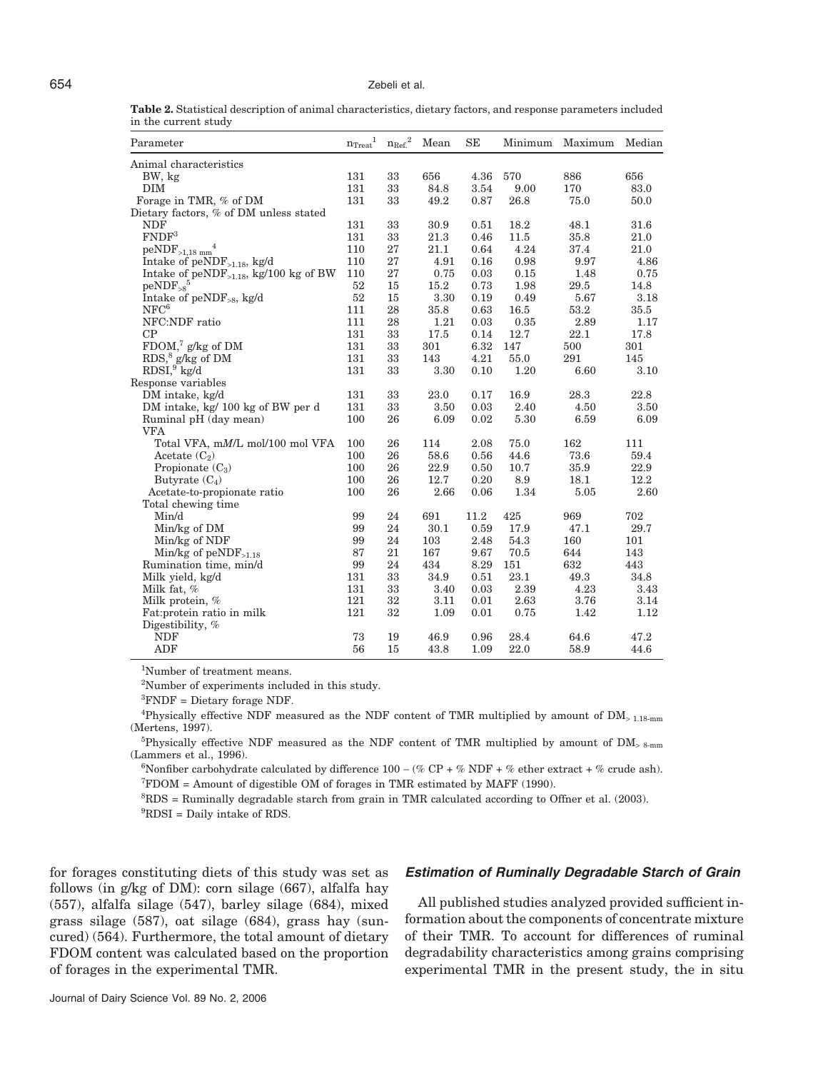**Table 2.** Statistical description of animal characteristics, dietary factors, and response parameters included in the current study

| Parameter | $n_{Treat}$[1] | $n_{Ref.}$[2] | Mean | SE | Minimum | Maximum | Median |
|---|---|---|---|---|---|---|---|
| Animal characteristics | | | | | | | |
| BW, kg | 131 | 33 | 656 | 4.36 | 570 | 886 | 656 |
| DIM | 131 | 33 | 84.8 | 3.54 | 9.00 | 170 | 83.0 |
| Forage in TMR, % of DM | 131 | 33 | 49.2 | 0.87 | 26.8 | 75.0 | 50.0 |
| Dietary factors, % of DM unless stated | | | | | | | |
| NDF | 131 | 33 | 30.9 | 0.51 | 18.2 | 48.1 | 31.6 |
| FNDF[3] | 131 | 33 | 21.3 | 0.46 | 11.5 | 35.8 | 21.0 |
| $peNDF_{>1.18\ mm}$[4] | 110 | 27 | 21.1 | 0.64 | 4.24 | 37.4 | 21.0 |
| Intake of $peNDF_{>1.18}$, kg/d | 110 | 27 | 4.91 | 0.16 | 0.98 | 9.97 | 4.86 |
| Intake of $peNDF_{>1.18}$, kg/100 kg of BW | 110 | 27 | 0.75 | 0.03 | 0.15 | 1.48 | 0.75 |
| $peNDF_{>8}$[5] | 52 | 15 | 15.2 | 0.73 | 1.98 | 29.5 | 14.8 |
| Intake of $peNDF_{>8}$, kg/d | 52 | 15 | 3.30 | 0.19 | 0.49 | 5.67 | 3.18 |
| NFC[6] | 111 | 28 | 35.8 | 0.63 | 16.5 | 53.2 | 35.5 |
| NFC:NDF ratio | 111 | 28 | 1.21 | 0.03 | 0.35 | 2.89 | 1.17 |
| CP | 131 | 33 | 17.5 | 0.14 | 12.7 | 22.1 | 17.8 |
| FDOM,[7] g/kg of DM | 131 | 33 | 301 | 6.32 | 147 | 500 | 301 |
| RDS,[8] g/kg of DM | 131 | 33 | 143 | 4.21 | 55.0 | 291 | 145 |
| RDSI,[9] kg/d | 131 | 33 | 3.30 | 0.10 | 1.20 | 6.60 | 3.10 |
| Response variables | | | | | | | |
| DM intake, kg/d | 131 | 33 | 23.0 | 0.17 | 16.9 | 28.3 | 22.8 |
| DM intake, kg/ 100 kg of BW per d | 131 | 33 | 3.50 | 0.03 | 2.40 | 4.50 | 3.50 |
| Ruminal pH (day mean) | 100 | 26 | 6.09 | 0.02 | 5.30 | 6.59 | 6.09 |
| VFA | | | | | | | |
| Total VFA, m*M*/L mol/100 mol VFA | 100 | 26 | 114 | 2.08 | 75.0 | 162 | 111 |
| Acetate ($C_2$) | 100 | 26 | 58.6 | 0.56 | 44.6 | 73.6 | 59.4 |
| Propionate ($C_3$) | 100 | 26 | 22.9 | 0.50 | 10.7 | 35.9 | 22.9 |
| Butyrate ($C_4$) | 100 | 26 | 12.7 | 0.20 | 8.9 | 18.1 | 12.2 |
| Acetate-to-propionate ratio | 100 | 26 | 2.66 | 0.06 | 1.34 | 5.05 | 2.60 |
| Total chewing time | | | | | | | |
| Min/d | 99 | 24 | 691 | 11.2 | 425 | 969 | 702 |
| Min/kg of DM | 99 | 24 | 30.1 | 0.59 | 17.9 | 47.1 | 29.7 |
| Min/kg of NDF | 99 | 24 | 103 | 2.48 | 54.3 | 160 | 101 |
| Min/kg of $peNDF_{>1.18}$ | 87 | 21 | 167 | 9.67 | 70.5 | 644 | 143 |
| Rumination time, min/d | 99 | 24 | 434 | 8.29 | 151 | 632 | 443 |
| Milk yield, kg/d | 131 | 33 | 34.9 | 0.51 | 23.1 | 49.3 | 34.8 |
| Milk fat, % | 131 | 33 | 3.40 | 0.03 | 2.39 | 4.23 | 3.43 |
| Milk protein, % | 121 | 32 | 3.11 | 0.01 | 2.63 | 3.76 | 3.14 |
| Fat:protein ratio in milk | 121 | 32 | 1.09 | 0.01 | 0.75 | 1.42 | 1.12 |
| Digestibility, % | | | | | | | |
| NDF | 73 | 19 | 46.9 | 0.96 | 28.4 | 64.6 | 47.2 |
| ADF | 56 | 15 | 43.8 | 1.09 | 22.0 | 58.9 | 44.6 |

[1]Number of treatment means.

[2]Number of experiments included in this study.

[3]FNDF = Dietary forage NDF.

[4]Physically effective NDF measured as the NDF content of TMR multiplied by amount of $DM_{>1.18\text{-}mm}$ (Mertens, 1997).

[5]Physically effective NDF measured as the NDF content of TMR multiplied by amount of $DM_{>8\text{-}mm}$ (Lammers et al., 1996).

[6]Nonfiber carbohydrate calculated by difference 100 – (% CP + % NDF + % ether extract + % crude ash).

[7]FDOM = Amount of digestible OM of forages in TMR estimated by MAFF (1990).

[8]RDS = Ruminally degradable starch from grain in TMR calculated according to Offner et al. (2003).

[9]RDSI = Daily intake of RDS.

for forages constituting diets of this study was set as follows (in g/kg of DM): corn silage (667), alfalfa hay (557), alfalfa silage (547), barley silage (684), mixed grass silage (587), oat silage (684), grass hay (suncured) (564). Furthermore, the total amount of dietary FDOM content was calculated based on the proportion of forages in the experimental TMR.

### *Estimation of Ruminally Degradable Starch of Grain*

All published studies analyzed provided sufficient information about the components of concentrate mixture of their TMR. To account for differences of ruminal degradability characteristics among grains comprising experimental TMR in the present study, the in situ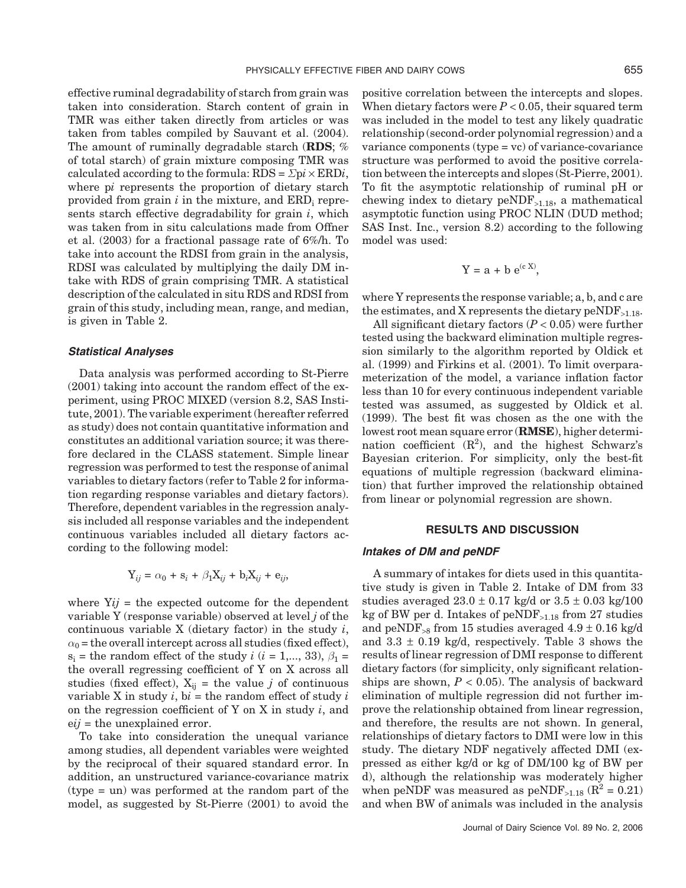effective ruminal degradability of starch from grain was taken into consideration. Starch content of grain in TMR was either taken directly from articles or was taken from tables compiled by Sauvant et al. (2004). The amount of ruminally degradable starch (**RDS**; % of total starch) of grain mixture composing TMR was calculated according to the formula: $RDS = \Sigma pi \times ERDi$, where p$i$ represents the proportion of dietary starch provided from grain $i$ in the mixture, and $ERD_i$ represents starch effective degradability for grain $i$, which was taken from in situ calculations made from Offner et al. (2003) for a fractional passage rate of 6%/h. To take into account the RDSI from grain in the analysis, RDSI was calculated by multiplying the daily DM intake with RDS of grain comprising TMR. A statistical description of the calculated in situ RDS and RDSI from grain of this study, including mean, range, and median, is given in Table 2.

### Statistical Analyses

Data analysis was performed according to St-Pierre (2001) taking into account the random effect of the experiment, using PROC MIXED (version 8.2, SAS Institute, 2001). The variable experiment (hereafter referred as study) does not contain quantitative information and constitutes an additional variation source; it was therefore declared in the CLASS statement. Simple linear regression was performed to test the response of animal variables to dietary factors (refer to Table 2 for information regarding response variables and dietary factors). Therefore, dependent variables in the regression analysis included all response variables and the independent continuous variables included all dietary factors according to the following model:

$$Y_{ij} = \alpha_0 + s_i + \beta_1 X_{ij} + b_i X_{ij} + e_{ij},$$

where $Yij$ = the expected outcome for the dependent variable Y (response variable) observed at level $j$ of the continuous variable X (dietary factor) in the study $i$, $\alpha_0$ = the overall intercept across all studies (fixed effect), $s_i$ = the random effect of the study $i$ ($i$ = 1,..., 33), $\beta_1$ = the overall regressing coefficient of Y on X across all studies (fixed effect), $X_{ij}$ = the value $j$ of continuous variable X in study $i$, $bi$ = the random effect of study $i$ on the regression coefficient of Y on X in study $i$, and $eij$ = the unexplained error.

To take into consideration the unequal variance among studies, all dependent variables were weighted by the reciprocal of their squared standard error. In addition, an unstructured variance-covariance matrix (type = un) was performed at the random part of the model, as suggested by St-Pierre (2001) to avoid the positive correlation between the intercepts and slopes. When dietary factors were $P < 0.05$, their squared term was included in the model to test any likely quadratic relationship (second-order polynomial regression) and a variance components (type = vc) of variance-covariance structure was performed to avoid the positive correlation between the intercepts and slopes (St-Pierre, 2001). To fit the asymptotic relationship of ruminal pH or chewing index to dietary $peNDF_{>1.18}$, a mathematical asymptotic function using PROC NLIN (DUD method; SAS Inst. Inc., version 8.2) according to the following model was used:

$$Y = a + b\, e^{(c\, X)},$$

where Y represents the response variable; a, b, and c are the estimates, and X represents the dietary $peNDF_{>1.18}$.

All significant dietary factors ($P < 0.05$) were further tested using the backward elimination multiple regression similarly to the algorithm reported by Oldick et al. (1999) and Firkins et al. (2001). To limit overparameterization of the model, a variance inflation factor less than 10 for every continuous independent variable tested was assumed, as suggested by Oldick et al. (1999). The best fit was chosen as the one with the lowest root mean square error (**RMSE**), higher determination coefficient ($R^2$), and the highest Schwarz's Bayesian criterion. For simplicity, only the best-fit equations of multiple regression (backward elimination) that further improved the relationship obtained from linear or polynomial regression are shown.

## RESULTS AND DISCUSSION

### Intakes of DM and peNDF

A summary of intakes for diets used in this quantitative study is given in Table 2. Intake of DM from 33 studies averaged $23.0 \pm 0.17$ kg/d or $3.5 \pm 0.03$ kg/100 kg of BW per d. Intakes of $peNDF_{>1.18}$ from 27 studies and $peNDF_{>8}$ from 15 studies averaged $4.9 \pm 0.16$ kg/d and $3.3 \pm 0.19$ kg/d, respectively. Table 3 shows the results of linear regression of DMI response to different dietary factors (for simplicity, only significant relationships are shown, $P < 0.05$). The analysis of backward elimination of multiple regression did not further improve the relationship obtained from linear regression, and therefore, the results are not shown. In general, relationships of dietary factors to DMI were low in this study. The dietary NDF negatively affected DMI (expressed as either kg/d or kg of DM/100 kg of BW per d), although the relationship was moderately higher when peNDF was measured as $peNDF_{>1.18}$ ($R^2 = 0.21$) and when BW of animals was included in the analysis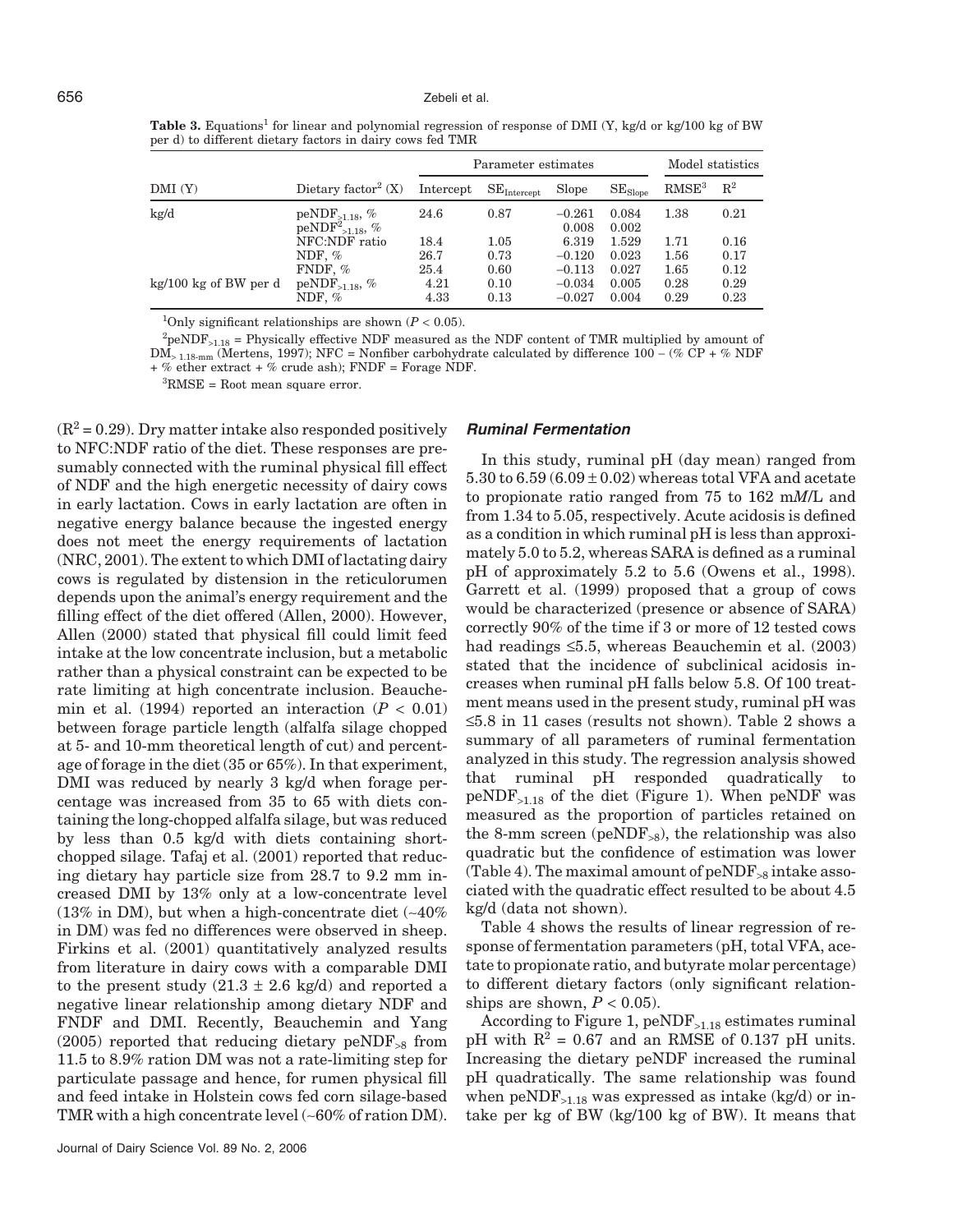**Table 3.** Equations[1] for linear and polynomial regression of response of DMI (Y, kg/d or kg/100 kg of BW per d) to different dietary factors in dairy cows fed TMR

| DMI (Y) | Dietary factor[2] (X) | Parameter estimates | | | | Model statistics | |
|---|---|---|---|---|---|---|---|
| | | Intercept | $SE_{Intercept}$ | Slope | $SE_{Slope}$ | RMSE[3] | $R^2$ |
| kg/d | $peNDF_{>1.18}$, % | 24.6 | 0.87 | −0.261 | 0.084 | 1.38 | 0.21 |
| | $peNDF^2_{>1.18}$, % | | | 0.008 | 0.002 | | |
| | NFC:NDF ratio | 18.4 | 1.05 | 6.319 | 1.529 | 1.71 | 0.16 |
| | NDF, % | 26.7 | 0.73 | −0.120 | 0.023 | 1.56 | 0.17 |
| | FNDF, % | 25.4 | 0.60 | −0.113 | 0.027 | 1.65 | 0.12 |
| kg/100 kg of BW per d | $peNDF_{>1.18}$, % | 4.21 | 0.10 | −0.034 | 0.005 | 0.28 | 0.29 |
| | NDF, % | 4.33 | 0.13 | −0.027 | 0.004 | 0.29 | 0.23 |

[1]Only significant relationships are shown ($P < 0.05$).

[2]$peNDF_{>1.18}$ = Physically effective NDF measured as the NDF content of TMR multiplied by amount of $DM_{>1.18\text{-mm}}$ (Mertens, 1997); NFC = Nonfiber carbohydrate calculated by difference 100 − (% CP + % NDF + % ether extract + % crude ash); FNDF = Forage NDF.

[3]RMSE = Root mean square error.

($R^2 = 0.29$). Dry matter intake also responded positively to NFC:NDF ratio of the diet. These responses are presumably connected with the ruminal physical fill effect of NDF and the high energetic necessity of dairy cows in early lactation. Cows in early lactation are often in negative energy balance because the ingested energy does not meet the energy requirements of lactation (NRC, 2001). The extent to which DMI of lactating dairy cows is regulated by distension in the reticulorumen depends upon the animal's energy requirement and the filling effect of the diet offered (Allen, 2000). However, Allen (2000) stated that physical fill could limit feed intake at the low concentrate inclusion, but a metabolic rather than a physical constraint can be expected to be rate limiting at high concentrate inclusion. Beauchemin et al. (1994) reported an interaction ($P < 0.01$) between forage particle length (alfalfa silage chopped at 5- and 10-mm theoretical length of cut) and percentage of forage in the diet (35 or 65%). In that experiment, DMI was reduced by nearly 3 kg/d when forage percentage was increased from 35 to 65 with diets containing the long-chopped alfalfa silage, but was reduced by less than 0.5 kg/d with diets containing short-chopped silage. Tafaj et al. (2001) reported that reducing dietary hay particle size from 28.7 to 9.2 mm increased DMI by 13% only at a low-concentrate level (13% in DM), but when a high-concentrate diet (~40% in DM) was fed no differences were observed in sheep. Firkins et al. (2001) quantitatively analyzed results from literature in dairy cows with a comparable DMI to the present study (21.3 ± 2.6 kg/d) and reported a negative linear relationship among dietary NDF and FNDF and DMI. Recently, Beauchemin and Yang (2005) reported that reducing dietary $peNDF_{>8}$ from 11.5 to 8.9% ration DM was not a rate-limiting step for particulate passage and hence, for rumen physical fill and feed intake in Holstein cows fed corn silage-based TMR with a high concentrate level (~60% of ration DM).

### *Ruminal Fermentation*

In this study, ruminal pH (day mean) ranged from 5.30 to 6.59 (6.09 ± 0.02) whereas total VFA and acetate to propionate ratio ranged from 75 to 162 m*M*/L and from 1.34 to 5.05, respectively. Acute acidosis is defined as a condition in which ruminal pH is less than approximately 5.0 to 5.2, whereas SARA is defined as a ruminal pH of approximately 5.2 to 5.6 (Owens et al., 1998). Garrett et al. (1999) proposed that a group of cows would be characterized (presence or absence of SARA) correctly 90% of the time if 3 or more of 12 tested cows had readings ≤5.5, whereas Beauchemin et al. (2003) stated that the incidence of subclinical acidosis increases when ruminal pH falls below 5.8. Of 100 treatment means used in the present study, ruminal pH was ≤5.8 in 11 cases (results not shown). Table 2 shows a summary of all parameters of ruminal fermentation analyzed in this study. The regression analysis showed that ruminal pH responded quadratically to $peNDF_{>1.18}$ of the diet (Figure 1). When peNDF was measured as the proportion of particles retained on the 8-mm screen ($peNDF_{>8}$), the relationship was also quadratic but the confidence of estimation was lower (Table 4). The maximal amount of $peNDF_{>8}$ intake associated with the quadratic effect resulted to be about 4.5 kg/d (data not shown).

Table 4 shows the results of linear regression of response of fermentation parameters (pH, total VFA, acetate to propionate ratio, and butyrate molar percentage) to different dietary factors (only significant relationships are shown, $P < 0.05$).

According to Figure 1, $peNDF_{>1.18}$ estimates ruminal pH with $R^2 = 0.67$ and an RMSE of 0.137 pH units. Increasing the dietary peNDF increased the ruminal pH quadratically. The same relationship was found when $peNDF_{>1.18}$ was expressed as intake (kg/d) or intake per kg of BW (kg/100 kg of BW). It means that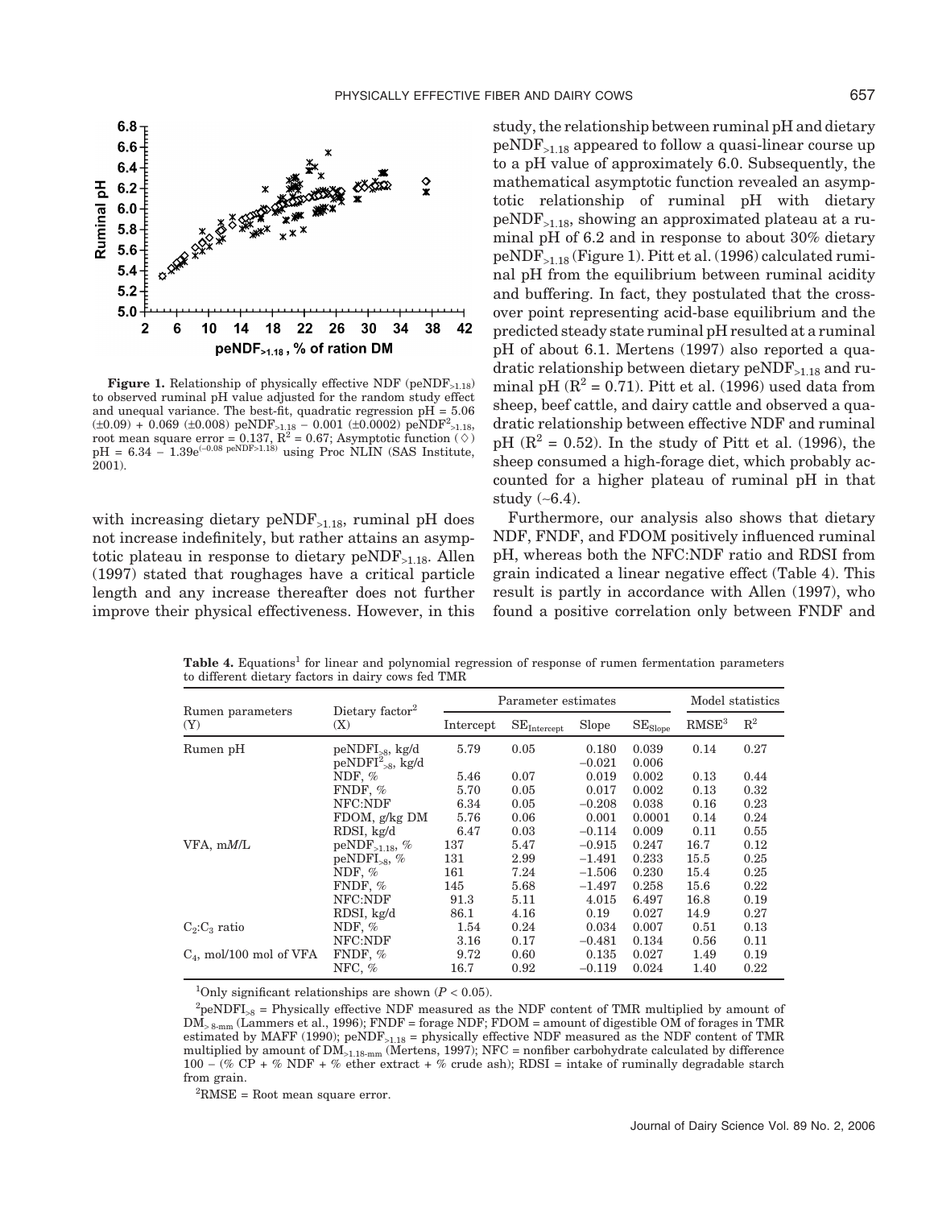**Figure 1.** Relationship of physically effective NDF ($peNDF_{>1.18}$) to observed ruminal pH value adjusted for the random study effect and unequal variance. The best-fit, quadratic regression pH = 5.06 (±0.09) + 0.069 (±0.008) $peNDF_{>1.18}$ − 0.001 (±0.0002) $peNDF^2_{>1.18}$, root mean square error = 0.137, $R^2$ = 0.67; Asymptotic function (◇) pH = 6.34 − $1.39e^{(-0.08\ peNDF>1.18)}$ using Proc NLIN (SAS Institute, 2001).

with increasing dietary $peNDF_{>1.18}$, ruminal pH does not increase indefinitely, but rather attains an asymptotic plateau in response to dietary $peNDF_{>1.18}$. Allen (1997) stated that roughages have a critical particle length and any increase thereafter does not further improve their physical effectiveness. However, in this study, the relationship between ruminal pH and dietary $peNDF_{>1.18}$ appeared to follow a quasi-linear course up to a pH value of approximately 6.0. Subsequently, the mathematical asymptotic function revealed an asymptotic relationship of ruminal pH with dietary $peNDF_{>1.18}$, showing an approximated plateau at a ruminal pH of 6.2 and in response to about 30% dietary $peNDF_{>1.18}$ (Figure 1). Pitt et al. (1996) calculated ruminal pH from the equilibrium between ruminal acidity and buffering. In fact, they postulated that the crossover point representing acid-base equilibrium and the predicted steady state ruminal pH resulted at a ruminal pH of about 6.1. Mertens (1997) also reported a quadratic relationship between dietary $peNDF_{>1.18}$ and ruminal pH ($R^2$ = 0.71). Pitt et al. (1996) used data from sheep, beef cattle, and dairy cattle and observed a quadratic relationship between effective NDF and ruminal pH ($R^2$ = 0.52). In the study of Pitt et al. (1996), the sheep consumed a high-forage diet, which probably accounted for a higher plateau of ruminal pH in that study (~6.4).

Furthermore, our analysis also shows that dietary NDF, FNDF, and FDOM positively influenced ruminal pH, whereas both the NFC:NDF ratio and RDSI from grain indicated a linear negative effect (Table 4). This result is partly in accordance with Allen (1997), who found a positive correlation only between FNDF and

**Table 4.** Equations[1] for linear and polynomial regression of response of rumen fermentation parameters to different dietary factors in dairy cows fed TMR

| Rumen parameters (Y) | Dietary factor[2] (X) | Parameter estimates | | | | Model statistics | |
|---|---|---|---|---|---|---|---|
| | | Intercept | $SE_{Intercept}$ | Slope | $SE_{Slope}$ | RMSE[3] | $R^2$ |
| Rumen pH | $peNDFI_{>8}$, kg/d | 5.79 | 0.05 | 0.180 | 0.039 | 0.14 | 0.27 |
| | $peNDFI^2_{>8}$, kg/d | | | −0.021 | 0.006 | | |
| | NDF, % | 5.46 | 0.07 | 0.019 | 0.002 | 0.13 | 0.44 |
| | FNDF, % | 5.70 | 0.05 | 0.017 | 0.002 | 0.13 | 0.32 |
| | NFC:NDF | 6.34 | 0.05 | −0.208 | 0.038 | 0.16 | 0.23 |
| | FDOM, g/kg DM | 5.76 | 0.06 | 0.001 | 0.0001 | 0.14 | 0.24 |
| | RDSI, kg/d | 6.47 | 0.03 | −0.114 | 0.009 | 0.11 | 0.55 |
| VFA, mM/L | $peNDF_{>1.18}$, % | 137 | 5.47 | −0.915 | 0.247 | 16.7 | 0.12 |
| | $peNDFI_{>8}$, % | 131 | 2.99 | −1.491 | 0.233 | 15.5 | 0.25 |
| | NDF, % | 161 | 7.24 | −1.506 | 0.230 | 15.4 | 0.25 |
| | FNDF, % | 145 | 5.68 | −1.497 | 0.258 | 15.6 | 0.22 |
| | NFC:NDF | 91.3 | 5.11 | 4.015 | 6.497 | 16.8 | 0.19 |
| | RDSI, kg/d | 86.1 | 4.16 | 0.19 | 0.027 | 14.9 | 0.27 |
| $C_2$:$C_3$ ratio | NDF, % | 1.54 | 0.24 | 0.034 | 0.007 | 0.51 | 0.13 |
| | NFC:NDF | 3.16 | 0.17 | −0.481 | 0.134 | 0.56 | 0.11 |
| $C_4$, mol/100 mol of VFA | FNDF, % | 9.72 | 0.60 | 0.135 | 0.027 | 1.49 | 0.19 |
| | NFC, % | 16.7 | 0.92 | −0.119 | 0.024 | 1.40 | 0.22 |

[1]Only significant relationships are shown ($P < 0.05$).

[2]$peNDFI_{>8}$ = Physically effective NDF measured as the NDF content of TMR multiplied by amount of $DM_{>8\text{-mm}}$ (Lammers et al., 1996); FNDF = forage NDF; FDOM = amount of digestible OM of forages in TMR estimated by MAFF (1990); $peNDF_{>1.18}$ = physically effective NDF measured as the NDF content of TMR multiplied by amount of $DM_{>1.18\text{-mm}}$ (Mertens, 1997); NFC = nonfiber carbohydrate calculated by difference 100 − (% CP + % NDF + % ether extract + % crude ash); RDSI = intake of ruminally degradable starch from grain.

[2]RMSE = Root mean square error.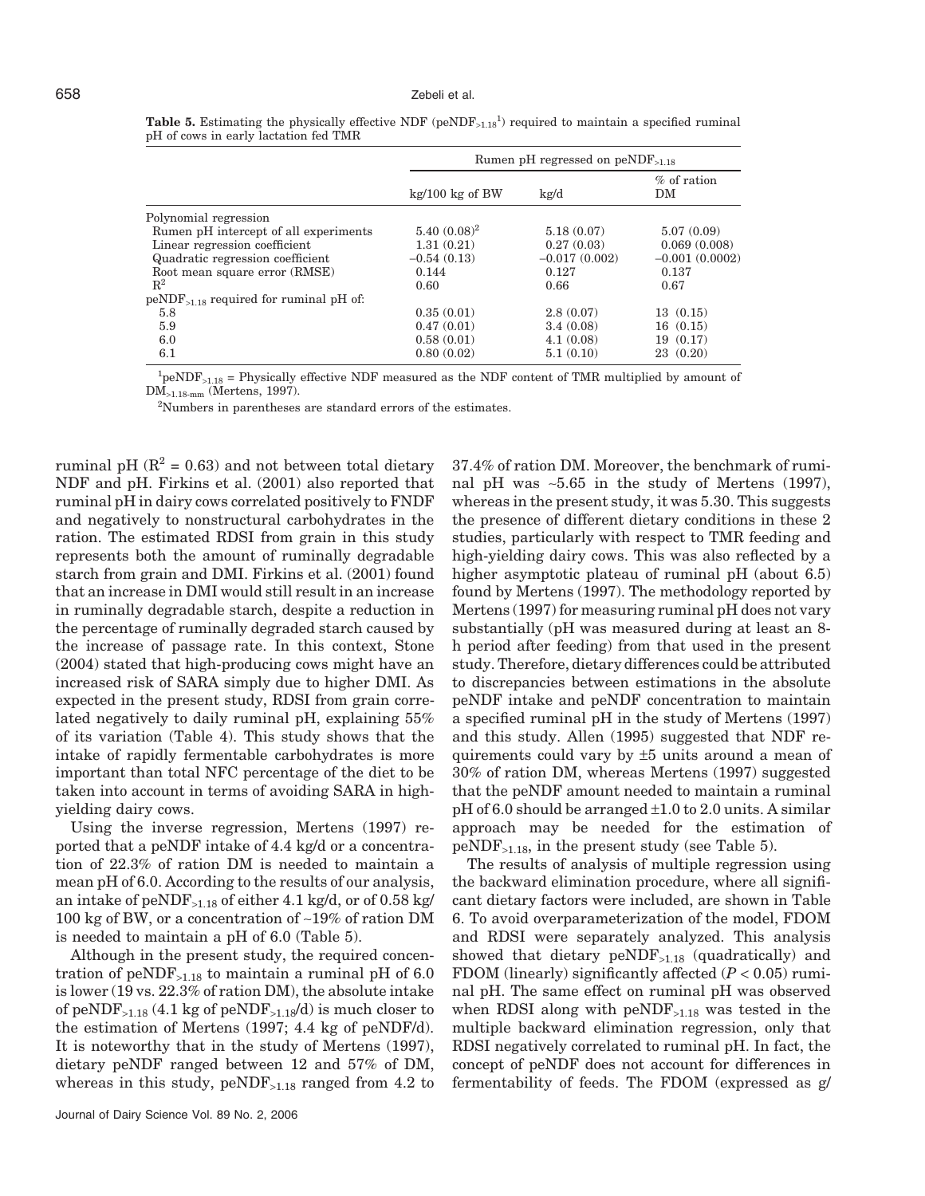**Table 5.** Estimating the physically effective NDF ($peNDF_{>1.18}$[1]) required to maintain a specified ruminal pH of cows in early lactation fed TMR

| | Rumen pH regressed on $peNDF_{>1.18}$ | | |
|---|---|---|---|
| | kg/100 kg of BW | kg/d | % of ration DM |
| Polynomial regression | | | |
| Rumen pH intercept of all experiments | 5.40 (0.08)[2] | 5.18 (0.07) | 5.07 (0.09) |
| Linear regression coefficient | 1.31 (0.21) | 0.27 (0.03) | 0.069 (0.008) |
| Quadratic regression coefficient | −0.54 (0.13) | −0.017 (0.002) | −0.001 (0.0002) |
| Root mean square error (RMSE) | 0.144 | 0.127 | 0.137 |
| $R^2$ | 0.60 | 0.66 | 0.67 |
| $peNDF_{>1.18}$ required for ruminal pH of: | | | |
| 5.8 | 0.35 (0.01) | 2.8 (0.07) | 13 (0.15) |
| 5.9 | 0.47 (0.01) | 3.4 (0.08) | 16 (0.15) |
| 6.0 | 0.58 (0.01) | 4.1 (0.08) | 19 (0.17) |
| 6.1 | 0.80 (0.02) | 5.1 (0.10) | 23 (0.20) |

[1]$peNDF_{>1.18}$ = Physically effective NDF measured as the NDF content of TMR multiplied by amount of $DM_{>1.18\text{-mm}}$ (Mertens, 1997).

[2]Numbers in parentheses are standard errors of the estimates.

ruminal pH ($R^2 = 0.63$) and not between total dietary NDF and pH. Firkins et al. (2001) also reported that ruminal pH in dairy cows correlated positively to FNDF and negatively to nonstructural carbohydrates in the ration. The estimated RDSI from grain in this study represents both the amount of ruminally degradable starch from grain and DMI. Firkins et al. (2001) found that an increase in DMI would still result in an increase in ruminally degradable starch, despite a reduction in the percentage of ruminally degraded starch caused by the increase of passage rate. In this context, Stone (2004) stated that high-producing cows might have an increased risk of SARA simply due to higher DMI. As expected in the present study, RDSI from grain correlated negatively to daily ruminal pH, explaining 55% of its variation (Table 4). This study shows that the intake of rapidly fermentable carbohydrates is more important than total NFC percentage of the diet to be taken into account in terms of avoiding SARA in high-yielding dairy cows.

Using the inverse regression, Mertens (1997) reported that a peNDF intake of 4.4 kg/d or a concentration of 22.3% of ration DM is needed to maintain a mean pH of 6.0. According to the results of our analysis, an intake of $peNDF_{>1.18}$ of either 4.1 kg/d, or of 0.58 kg/100 kg of BW, or a concentration of ~19% of ration DM is needed to maintain a pH of 6.0 (Table 5).

Although in the present study, the required concentration of $peNDF_{>1.18}$ to maintain a ruminal pH of 6.0 is lower (19 vs. 22.3% of ration DM), the absolute intake of $peNDF_{>1.18}$ (4.1 kg of $peNDF_{>1.18}$/d) is much closer to the estimation of Mertens (1997; 4.4 kg of peNDF/d). It is noteworthy that in the study of Mertens (1997), dietary peNDF ranged between 12 and 57% of DM, whereas in this study, $peNDF_{>1.18}$ ranged from 4.2 to 37.4% of ration DM. Moreover, the benchmark of ruminal pH was ~5.65 in the study of Mertens (1997), whereas in the present study, it was 5.30. This suggests the presence of different dietary conditions in these 2 studies, particularly with respect to TMR feeding and high-yielding dairy cows. This was also reflected by a higher asymptotic plateau of ruminal pH (about 6.5) found by Mertens (1997). The methodology reported by Mertens (1997) for measuring ruminal pH does not vary substantially (pH was measured during at least an 8-h period after feeding) from that used in the present study. Therefore, dietary differences could be attributed to discrepancies between estimations in the absolute peNDF intake and peNDF concentration to maintain a specified ruminal pH in the study of Mertens (1997) and this study. Allen (1995) suggested that NDF requirements could vary by ±5 units around a mean of 30% of ration DM, whereas Mertens (1997) suggested that the peNDF amount needed to maintain a ruminal pH of 6.0 should be arranged ±1.0 to 2.0 units. A similar approach may be needed for the estimation of $peNDF_{>1.18}$, in the present study (see Table 5).

The results of analysis of multiple regression using the backward elimination procedure, where all significant dietary factors were included, are shown in Table 6. To avoid overparameterization of the model, FDOM and RDSI were separately analyzed. This analysis showed that dietary $peNDF_{>1.18}$ (quadratically) and FDOM (linearly) significantly affected ($P < 0.05$) ruminal pH. The same effect on ruminal pH was observed when RDSI along with $peNDF_{>1.18}$ was tested in the multiple backward elimination regression, only that RDSI negatively correlated to ruminal pH. In fact, the concept of peNDF does not account for differences in fermentability of feeds. The FDOM (expressed as g/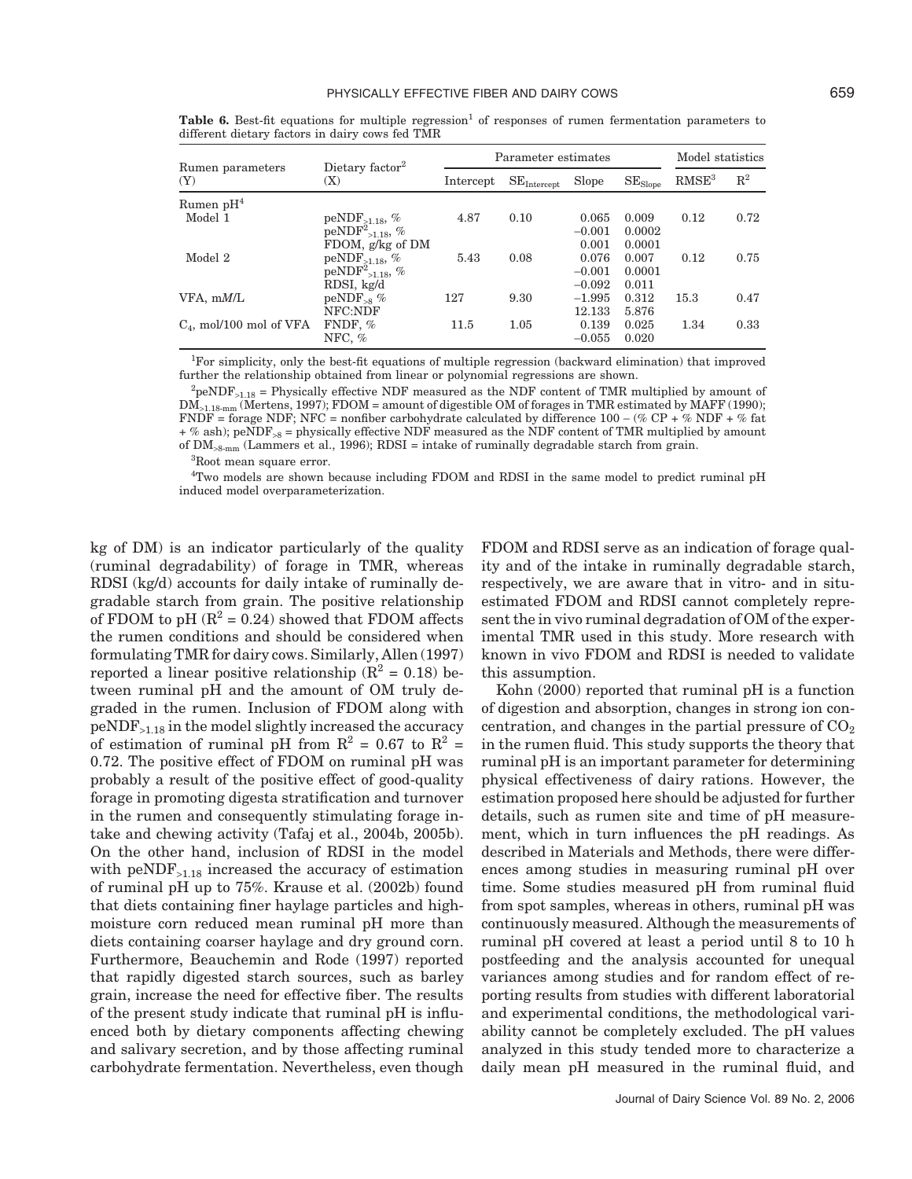**Table 6.** Best-fit equations for multiple regression[1] of responses of rumen fermentation parameters to different dietary factors in dairy cows fed TMR

| Rumen parameters (Y) | Dietary factor[2] (X) | Parameter estimates | | | | Model statistics | |
|---|---|---|---|---|---|---|---|
| | | Intercept | $SE_{Intercept}$ | Slope | $SE_{Slope}$ | RMSE[3] | $R^2$ |
| Rumen pH[4] | | | | | | | |
| Model 1 | $peNDF_{>1.18}$, % | 4.87 | 0.10 | 0.065 | 0.009 | 0.12 | 0.72 |
| | $peNDF^2_{>1.18}$, % | | | −0.001 | 0.0002 | | |
| | FDOM, g/kg of DM | | | 0.001 | 0.0001 | | |
| Model 2 | $peNDF_{>1.18}$, % | 5.43 | 0.08 | 0.076 | 0.007 | 0.12 | 0.75 |
| | $peNDF^2_{>1.18}$, % | | | −0.001 | 0.0001 | | |
| | RDSI, kg/d | | | −0.092 | 0.011 | | |
| VFA, m*M*/L | $peNDF_{>8}$ % | 127 | 9.30 | −1.995 | 0.312 | 15.3 | 0.47 |
| | NFC:NDF | | | 12.133 | 5.876 | | |
| $C_4$, mol/100 mol of VFA | FNDF, % | 11.5 | 1.05 | 0.139 | 0.025 | 1.34 | 0.33 |
| | NFC, % | | | −0.055 | 0.020 | | |

[1]For simplicity, only the best-fit equations of multiple regression (backward elimination) that improved further the relationship obtained from linear or polynomial regressions are shown.

[2]$peNDF_{>1.18}$ = Physically effective NDF measured as the NDF content of TMR multiplied by amount of $DM_{>1.18\text{-mm}}$ (Mertens, 1997); FDOM = amount of digestible OM of forages in TMR estimated by MAFF (1990); FNDF = forage NDF; NFC = nonfiber carbohydrate calculated by difference 100 − (% CP + % NDF + % fat + % ash); $peNDF_{>8}$ = physically effective NDF measured as the NDF content of TMR multiplied by amount of $DM_{>8\text{-mm}}$ (Lammers et al., 1996); RDSI = intake of ruminally degradable starch from grain.

[3]Root mean square error.

[4]Two models are shown because including FDOM and RDSI in the same model to predict ruminal pH induced model overparameterization.

kg of DM) is an indicator particularly of the quality (ruminal degradability) of forage in TMR, whereas RDSI (kg/d) accounts for daily intake of ruminally degradable starch from grain. The positive relationship of FDOM to pH ($R^2 = 0.24$) showed that FDOM affects the rumen conditions and should be considered when formulating TMR for dairy cows. Similarly, Allen (1997) reported a linear positive relationship ($R^2 = 0.18$) between ruminal pH and the amount of OM truly degraded in the rumen. Inclusion of FDOM along with $peNDF_{>1.18}$ in the model slightly increased the accuracy of estimation of ruminal pH from $R^2 = 0.67$ to $R^2 = 0.72$. The positive effect of FDOM on ruminal pH was probably a result of the positive effect of good-quality forage in promoting digesta stratification and turnover in the rumen and consequently stimulating forage intake and chewing activity (Tafaj et al., 2004b, 2005b). On the other hand, inclusion of RDSI in the model with $peNDF_{>1.18}$ increased the accuracy of estimation of ruminal pH up to 75%. Krause et al. (2002b) found that diets containing finer haylage particles and high-moisture corn reduced mean ruminal pH more than diets containing coarser haylage and dry ground corn. Furthermore, Beauchemin and Rode (1997) reported that rapidly digested starch sources, such as barley grain, increase the need for effective fiber. The results of the present study indicate that ruminal pH is influenced both by dietary components affecting chewing and salivary secretion, and by those affecting ruminal carbohydrate fermentation. Nevertheless, even though FDOM and RDSI serve as an indication of forage quality and of the intake in ruminally degradable starch, respectively, we are aware that in vitro- and in situ-estimated FDOM and RDSI cannot completely represent the in vivo ruminal degradation of OM of the experimental TMR used in this study. More research with known in vivo FDOM and RDSI is needed to validate this assumption.

Kohn (2000) reported that ruminal pH is a function of digestion and absorption, changes in strong ion concentration, and changes in the partial pressure of $CO_2$ in the rumen fluid. This study supports the theory that ruminal pH is an important parameter for determining physical effectiveness of dairy rations. However, the estimation proposed here should be adjusted for further details, such as rumen site and time of pH measurement, which in turn influences the pH readings. As described in Materials and Methods, there were differences among studies in measuring ruminal pH over time. Some studies measured pH from ruminal fluid from spot samples, whereas in others, ruminal pH was continuously measured. Although the measurements of ruminal pH covered at least a period until 8 to 10 h postfeeding and the analysis accounted for unequal variances among studies and for random effect of reporting results from studies with different laboratorial and experimental conditions, the methodological variability cannot be completely excluded. The pH values analyzed in this study tended more to characterize a daily mean pH measured in the ruminal fluid, and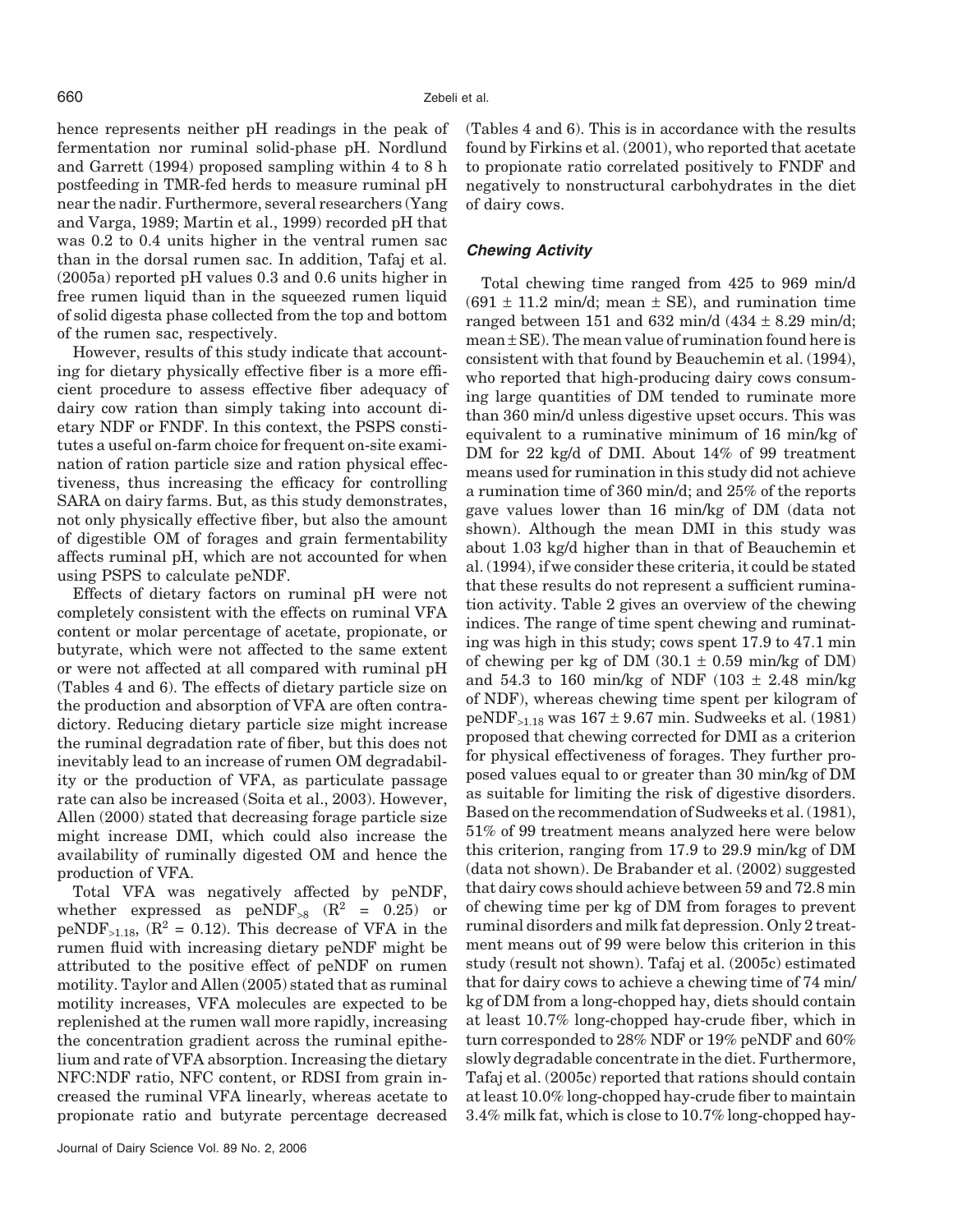hence represents neither pH readings in the peak of fermentation nor ruminal solid-phase pH. Nordlund and Garrett (1994) proposed sampling within 4 to 8 h postfeeding in TMR-fed herds to measure ruminal pH near the nadir. Furthermore, several researchers (Yang and Varga, 1989; Martin et al., 1999) recorded pH that was 0.2 to 0.4 units higher in the ventral rumen sac than in the dorsal rumen sac. In addition, Tafaj et al. (2005a) reported pH values 0.3 and 0.6 units higher in free rumen liquid than in the squeezed rumen liquid of solid digesta phase collected from the top and bottom of the rumen sac, respectively.

However, results of this study indicate that accounting for dietary physically effective fiber is a more efficient procedure to assess effective fiber adequacy of dairy cow ration than simply taking into account dietary NDF or FNDF. In this context, the PSPS constitutes a useful on-farm choice for frequent on-site examination of ration particle size and ration physical effectiveness, thus increasing the efficacy for controlling SARA on dairy farms. But, as this study demonstrates, not only physically effective fiber, but also the amount of digestible OM of forages and grain fermentability affects ruminal pH, which are not accounted for when using PSPS to calculate peNDF.

Effects of dietary factors on ruminal pH were not completely consistent with the effects on ruminal VFA content or molar percentage of acetate, propionate, or butyrate, which were not affected to the same extent or were not affected at all compared with ruminal pH (Tables 4 and 6). The effects of dietary particle size on the production and absorption of VFA are often contradictory. Reducing dietary particle size might increase the ruminal degradation rate of fiber, but this does not inevitably lead to an increase of rumen OM degradability or the production of VFA, as particulate passage rate can also be increased (Soita et al., 2003). However, Allen (2000) stated that decreasing forage particle size might increase DMI, which could also increase the availability of ruminally digested OM and hence the production of VFA.

Total VFA was negatively affected by peNDF, whether expressed as $peNDF_{>8}$ ($R^2$ = 0.25) or $peNDF_{>1.18}$, ($R^2$ = 0.12). This decrease of VFA in the rumen fluid with increasing dietary peNDF might be attributed to the positive effect of peNDF on rumen motility. Taylor and Allen (2005) stated that as ruminal motility increases, VFA molecules are expected to be replenished at the rumen wall more rapidly, increasing the concentration gradient across the ruminal epithelium and rate of VFA absorption. Increasing the dietary NFC:NDF ratio, NFC content, or RDSI from grain increased the ruminal VFA linearly, whereas acetate to propionate ratio and butyrate percentage decreased (Tables 4 and 6). This is in accordance with the results found by Firkins et al. (2001), who reported that acetate to propionate ratio correlated positively to FNDF and negatively to nonstructural carbohydrates in the diet of dairy cows.

### Chewing Activity

Total chewing time ranged from 425 to 969 min/d (691 ± 11.2 min/d; mean ± SE), and rumination time ranged between 151 and 632 min/d (434 ± 8.29 min/d; mean ± SE). The mean value of rumination found here is consistent with that found by Beauchemin et al. (1994), who reported that high-producing dairy cows consuming large quantities of DM tended to ruminate more than 360 min/d unless digestive upset occurs. This was equivalent to a ruminative minimum of 16 min/kg of DM for 22 kg/d of DMI. About 14% of 99 treatment means used for rumination in this study did not achieve a rumination time of 360 min/d; and 25% of the reports gave values lower than 16 min/kg of DM (data not shown). Although the mean DMI in this study was about 1.03 kg/d higher than in that of Beauchemin et al. (1994), if we consider these criteria, it could be stated that these results do not represent a sufficient rumination activity. Table 2 gives an overview of the chewing indices. The range of time spent chewing and ruminating was high in this study; cows spent 17.9 to 47.1 min of chewing per kg of DM (30.1 ± 0.59 min/kg of DM) and 54.3 to 160 min/kg of NDF (103 ± 2.48 min/kg of NDF), whereas chewing time spent per kilogram of $peNDF_{>1.18}$ was 167 ± 9.67 min. Sudweeks et al. (1981) proposed that chewing corrected for DMI as a criterion for physical effectiveness of forages. They further proposed values equal to or greater than 30 min/kg of DM as suitable for limiting the risk of digestive disorders. Based on the recommendation of Sudweeks et al. (1981), 51% of 99 treatment means analyzed here were below this criterion, ranging from 17.9 to 29.9 min/kg of DM (data not shown). De Brabander et al. (2002) suggested that dairy cows should achieve between 59 and 72.8 min of chewing time per kg of DM from forages to prevent ruminal disorders and milk fat depression. Only 2 treatment means out of 99 were below this criterion in this study (result not shown). Tafaj et al. (2005c) estimated that for dairy cows to achieve a chewing time of 74 min/kg of DM from a long-chopped hay, diets should contain at least 10.7% long-chopped hay-crude fiber, which in turn corresponded to 28% NDF or 19% peNDF and 60% slowly degradable concentrate in the diet. Furthermore, Tafaj et al. (2005c) reported that rations should contain at least 10.0% long-chopped hay-crude fiber to maintain 3.4% milk fat, which is close to 10.7% long-chopped hay-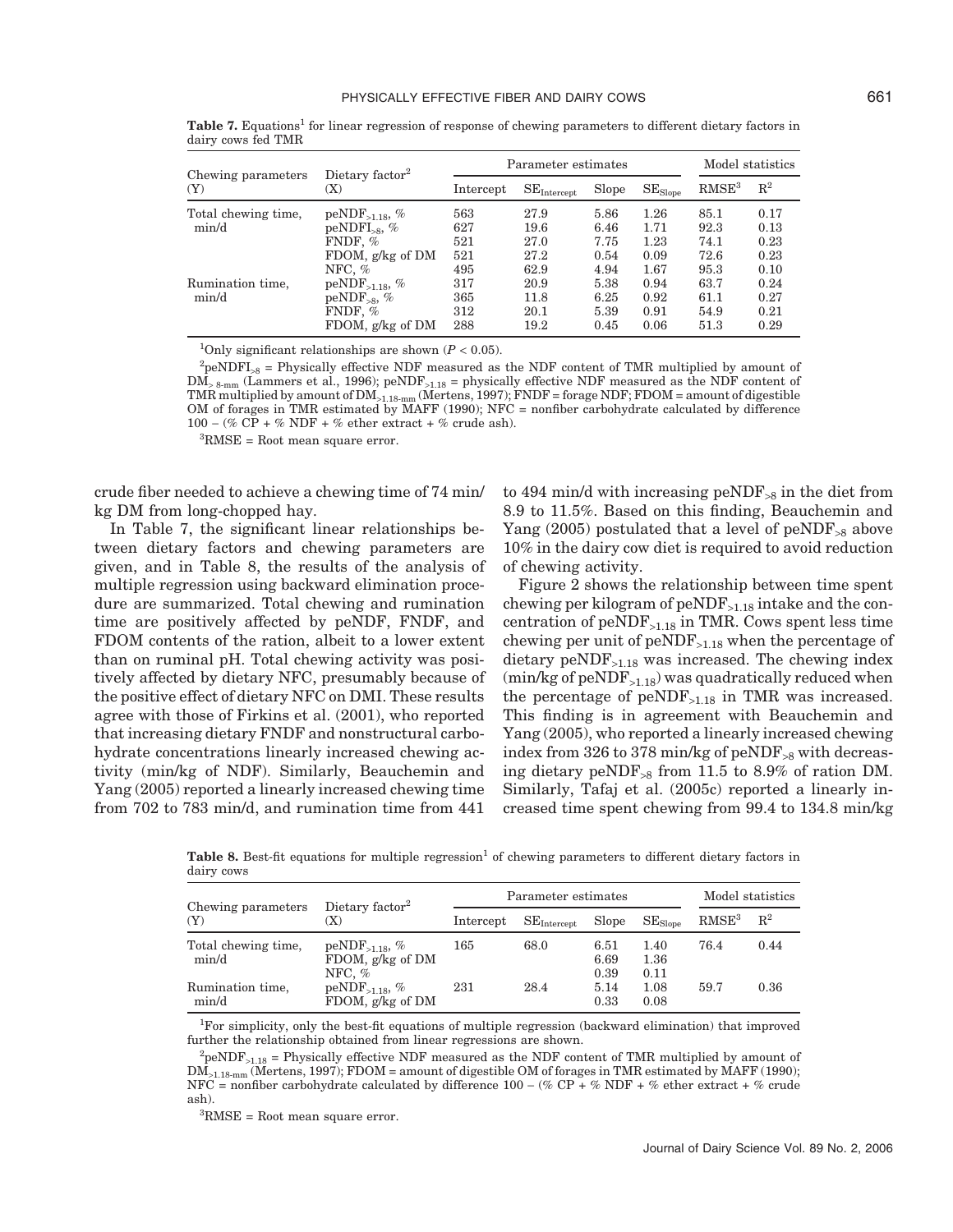**Table 7.** Equations[1] for linear regression of response of chewing parameters to different dietary factors in dairy cows fed TMR

| Chewing parameters (Y) | Dietary factor[2] (X) | Parameter estimates | | | | Model statistics | |
|---|---|---|---|---|---|---|---|
| | | Intercept | $SE_{Intercept}$ | Slope | $SE_{Slope}$ | RMSE[3] | $R^2$ |
| Total chewing time, min/d | $peNDF_{>1.18}$, % | 563 | 27.9 | 5.86 | 1.26 | 85.1 | 0.17 |
| | $peNDFI_{>8}$, % | 627 | 19.6 | 6.46 | 1.71 | 92.3 | 0.13 |
| | FNDF, % | 521 | 27.0 | 7.75 | 1.23 | 74.1 | 0.23 |
| | FDOM, g/kg of DM | 521 | 27.2 | 0.54 | 0.09 | 72.6 | 0.23 |
| | NFC, % | 495 | 62.9 | 4.94 | 1.67 | 95.3 | 0.10 |
| Rumination time, min/d | $peNDF_{>1.18}$, % | 317 | 20.9 | 5.38 | 0.94 | 63.7 | 0.24 |
| | $peNDF_{>8}$, % | 365 | 11.8 | 6.25 | 0.92 | 61.1 | 0.27 |
| | FNDF, % | 312 | 20.1 | 5.39 | 0.91 | 54.9 | 0.21 |
| | FDOM, g/kg of DM | 288 | 19.2 | 0.45 | 0.06 | 51.3 | 0.29 |

[1]Only significant relationships are shown ($P < 0.05$).

[2]$peNDFI_{>8}$ = Physically effective NDF measured as the NDF content of TMR multiplied by amount of $DM_{>8\text{-mm}}$ (Lammers et al., 1996); $peNDF_{>1.18}$ = physically effective NDF measured as the NDF content of TMR multiplied by amount of $DM_{>1.18\text{-mm}}$ (Mertens, 1997); FNDF = forage NDF; FDOM = amount of digestible OM of forages in TMR estimated by MAFF (1990); NFC = nonfiber carbohydrate calculated by difference 100 − (% CP + % NDF + % ether extract + % crude ash).

[3]RMSE = Root mean square error.

crude fiber needed to achieve a chewing time of 74 min/kg DM from long-chopped hay.

In Table 7, the significant linear relationships between dietary factors and chewing parameters are given, and in Table 8, the results of the analysis of multiple regression using backward elimination procedure are summarized. Total chewing and rumination time are positively affected by peNDF, FNDF, and FDOM contents of the ration, albeit to a lower extent than on ruminal pH. Total chewing activity was positively affected by dietary NFC, presumably because of the positive effect of dietary NFC on DMI. These results agree with those of Firkins et al. (2001), who reported that increasing dietary FNDF and nonstructural carbohydrate concentrations linearly increased chewing activity (min/kg of NDF). Similarly, Beauchemin and Yang (2005) reported a linearly increased chewing time from 702 to 783 min/d, and rumination time from 441 to 494 min/d with increasing $peNDF_{>8}$ in the diet from 8.9 to 11.5%. Based on this finding, Beauchemin and Yang (2005) postulated that a level of $peNDF_{>8}$ above 10% in the dairy cow diet is required to avoid reduction of chewing activity.

Figure 2 shows the relationship between time spent chewing per kilogram of $peNDF_{>1.18}$ intake and the concentration of $peNDF_{>1.18}$ in TMR. Cows spent less time chewing per unit of $peNDF_{>1.18}$ when the percentage of dietary $peNDF_{>1.18}$ was increased. The chewing index (min/kg of $peNDF_{>1.18}$) was quadratically reduced when the percentage of $peNDF_{>1.18}$ in TMR was increased. This finding is in agreement with Beauchemin and Yang (2005), who reported a linearly increased chewing index from 326 to 378 min/kg of $peNDF_{>8}$ with decreasing dietary $peNDF_{>8}$ from 11.5 to 8.9% of ration DM. Similarly, Tafaj et al. (2005c) reported a linearly increased time spent chewing from 99.4 to 134.8 min/kg

**Table 8.** Best-fit equations for multiple regression[1] of chewing parameters to different dietary factors in dairy cows

| Chewing parameters (Y) | Dietary factor[2] (X) | Parameter estimates | | | | Model statistics | |
|---|---|---|---|---|---|---|---|
| | | Intercept | $SE_{Intercept}$ | Slope | $SE_{Slope}$ | RMSE[3] | $R^2$ |
| Total chewing time, min/d | $peNDF_{>1.18}$, % | 165 | 68.0 | 6.51 | 1.40 | 76.4 | 0.44 |
| | FDOM, g/kg of DM | | | 6.69 | 1.36 | | |
| | NFC, % | | | 0.39 | 0.11 | | |
| Rumination time, min/d | $peNDF_{>1.18}$, % | 231 | 28.4 | 5.14 | 1.08 | 59.7 | 0.36 |
| | FDOM, g/kg of DM | | | 0.33 | 0.08 | | |

[1]For simplicity, only the best-fit equations of multiple regression (backward elimination) that improved further the relationship obtained from linear regressions are shown.

[2]$peNDF_{>1.18}$ = Physically effective NDF measured as the NDF content of TMR multiplied by amount of $DM_{>1.18\text{-mm}}$ (Mertens, 1997); FDOM = amount of digestible OM of forages in TMR estimated by MAFF (1990); NFC = nonfiber carbohydrate calculated by difference 100 − (% CP + % NDF + % ether extract + % crude ash).

[3]RMSE = Root mean square error.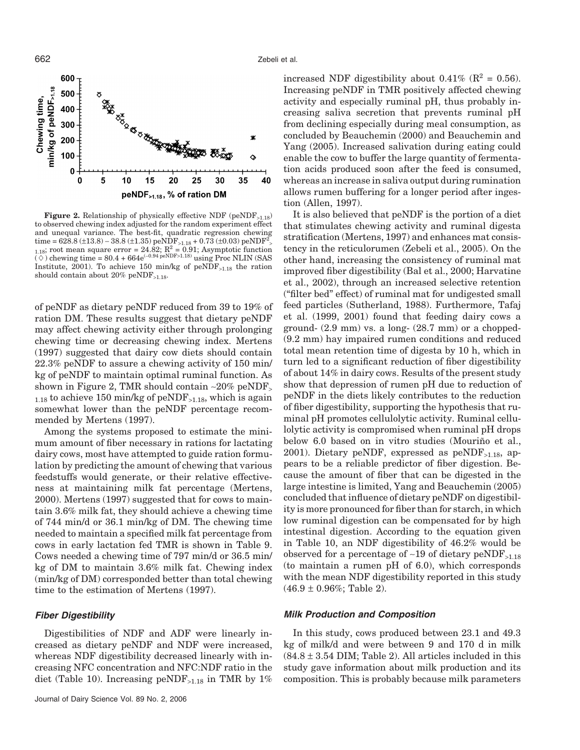**Figure 2.** Relationship of physically effective NDF ($peNDF_{>1.18}$) to observed chewing index adjusted for the random experiment effect and unequal variance. The best-fit, quadratic regression chewing time = 628.8 (±13.8) − 38.8 (±1.35) $peNDF_{>1.18}$ + 0.73 (±0.03) $peNDF^2_{>1.18}$; root mean square error = 24.82; $R^2$ = 0.91; Asymptotic function (◇) chewing time = 80.4 + $664e^{(-0.94\ peNDF>1.18)}$ using Proc NLIN (SAS Institute, 2001). To achieve 150 min/kg of $peNDF_{>1.18}$ the ration should contain about 20% $peNDF_{>1.18}$.

of peNDF as dietary peNDF reduced from 39 to 19% of ration DM. These results suggest that dietary peNDF may affect chewing activity either through prolonging chewing time or decreasing chewing index. Mertens (1997) suggested that dairy cow diets should contain 22.3% peNDF to assure a chewing activity of 150 min/kg of peNDF to maintain optimal ruminal function. As shown in Figure 2, TMR should contain ~20% $peNDF_{>1.18}$ to achieve 150 min/kg of $peNDF_{>1.18}$, which is again somewhat lower than the peNDF percentage recommended by Mertens (1997).

Among the systems proposed to estimate the minimum amount of fiber necessary in rations for lactating dairy cows, most have attempted to guide ration formulation by predicting the amount of chewing that various feedstuffs would generate, or their relative effectiveness at maintaining milk fat percentage (Mertens, 2000). Mertens (1997) suggested that for cows to maintain 3.6% milk fat, they should achieve a chewing time of 744 min/d or 36.1 min/kg of DM. The chewing time needed to maintain a specified milk fat percentage from cows in early lactation fed TMR is shown in Table 9. Cows needed a chewing time of 797 min/d or 36.5 min/kg of DM to maintain 3.6% milk fat. Chewing index (min/kg of DM) corresponded better than total chewing time to the estimation of Mertens (1997).

### *Fiber Digestibility*

Digestibilities of NDF and ADF were linearly increased as dietary peNDF and NDF were increased, whereas NDF digestibility decreased linearly with increasing NFC concentration and NFC:NDF ratio in the diet (Table 10). Increasing $peNDF_{>1.18}$ in TMR by 1% increased NDF digestibility about 0.41% ($R^2$ = 0.56). Increasing peNDF in TMR positively affected chewing activity and especially ruminal pH, thus probably increasing saliva secretion that prevents ruminal pH from declining especially during meal consumption, as concluded by Beauchemin (2000) and Beauchemin and Yang (2005). Increased salivation during eating could enable the cow to buffer the large quantity of fermentation acids produced soon after the feed is consumed, whereas an increase in saliva output during rumination allows rumen buffering for a longer period after ingestion (Allen, 1997).

It is also believed that peNDF is the portion of a diet that stimulates chewing activity and ruminal digesta stratification (Mertens, 1997) and enhances mat consistency in the reticulorumen (Zebeli et al., 2005). On the other hand, increasing the consistency of ruminal mat improved fiber digestibility (Bal et al., 2000; Harvatine et al., 2002), through an increased selective retention ("filter bed" effect) of ruminal mat for undigested small feed particles (Sutherland, 1988). Furthermore, Tafaj et al. (1999, 2001) found that feeding dairy cows a ground- (2.9 mm) vs. a long- (28.7 mm) or a chopped- (9.2 mm) hay impaired rumen conditions and reduced total mean retention time of digesta by 10 h, which in turn led to a significant reduction of fiber digestibility of about 14% in dairy cows. Results of the present study show that depression of rumen pH due to reduction of peNDF in the diets likely contributes to the reduction of fiber digestibility, supporting the hypothesis that ruminal pH promotes cellulolytic activity. Ruminal cellulolytic activity is compromised when ruminal pH drops below 6.0 based on in vitro studies (Mouriño et al., 2001). Dietary peNDF, expressed as $peNDF_{>1.18}$, appears to be a reliable predictor of fiber digestion. Because the amount of fiber that can be digested in the large intestine is limited, Yang and Beauchemin (2005) concluded that influence of dietary peNDF on digestibility is more pronounced for fiber than for starch, in which low ruminal digestion can be compensated for by high intestinal digestion. According to the equation given in Table 10, an NDF digestibility of 46.2% would be observed for a percentage of ~19 of dietary $peNDF_{>1.18}$ (to maintain a rumen pH of 6.0), which corresponds with the mean NDF digestibility reported in this study (46.9 ± 0.96%; Table 2).

### *Milk Production and Composition*

In this study, cows produced between 23.1 and 49.3 kg of milk/d and were between 9 and 170 d in milk (84.8 ± 3.54 DIM; Table 2). All articles included in this study gave information about milk production and its composition. This is probably because milk parameters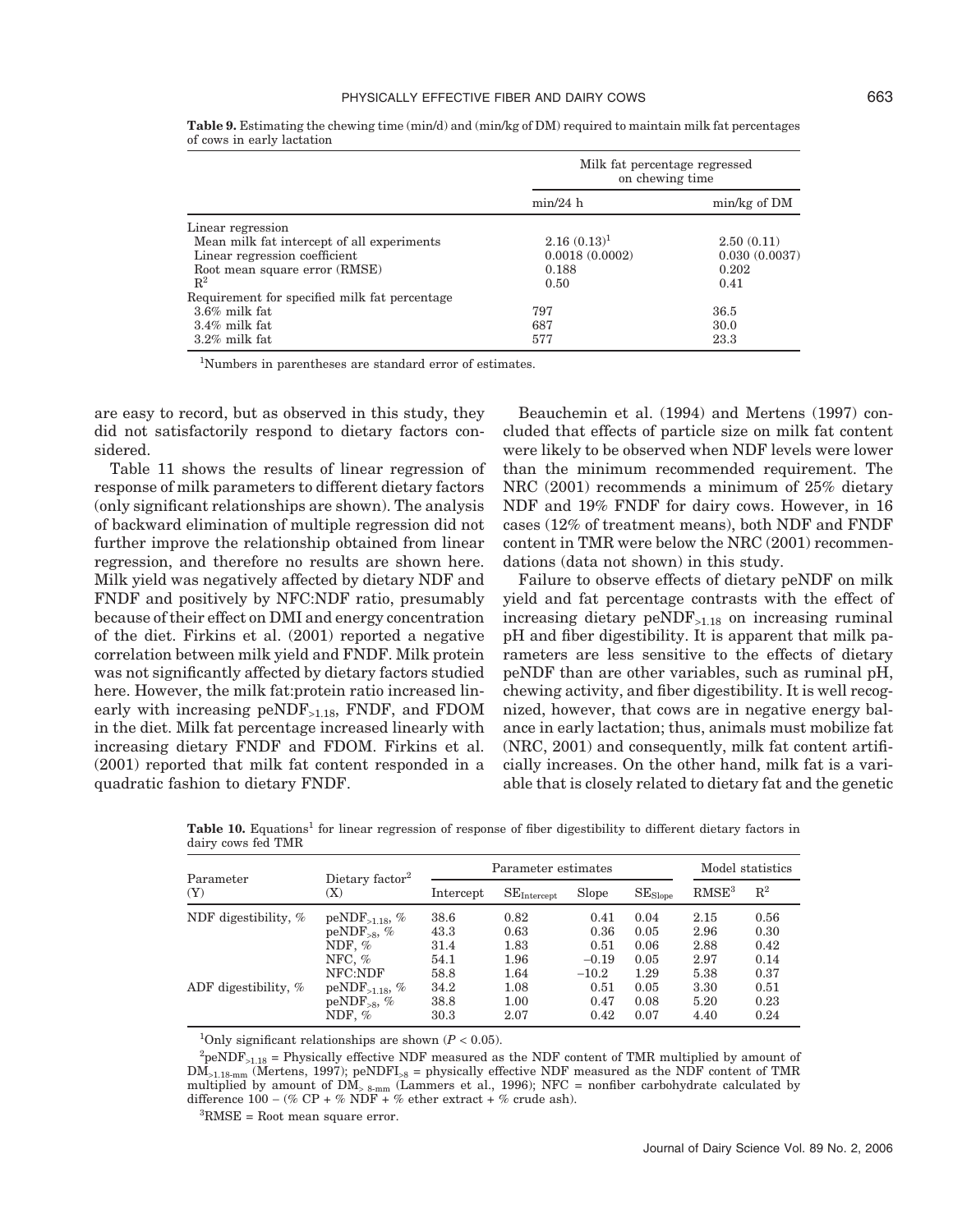**Table 9.** Estimating the chewing time (min/d) and (min/kg of DM) required to maintain milk fat percentages of cows in early lactation

| | Milk fat percentage regressed on chewing time | |
|---|---|---|
| | min/24 h | min/kg of DM |
| Linear regression | | |
| Mean milk fat intercept of all experiments | 2.16 (0.13)[1] | 2.50 (0.11) |
| Linear regression coefficient | 0.0018 (0.0002) | 0.030 (0.0037) |
| Root mean square error (RMSE) | 0.188 | 0.202 |
| $R^2$ | 0.50 | 0.41 |
| Requirement for specified milk fat percentage | | |
| 3.6% milk fat | 797 | 36.5 |
| 3.4% milk fat | 687 | 30.0 |
| 3.2% milk fat | 577 | 23.3 |

[1]Numbers in parentheses are standard error of estimates.

are easy to record, but as observed in this study, they did not satisfactorily respond to dietary factors considered.

Table 11 shows the results of linear regression of response of milk parameters to different dietary factors (only significant relationships are shown). The analysis of backward elimination of multiple regression did not further improve the relationship obtained from linear regression, and therefore no results are shown here. Milk yield was negatively affected by dietary NDF and FNDF and positively by NFC:NDF ratio, presumably because of their effect on DMI and energy concentration of the diet. Firkins et al. (2001) reported a negative correlation between milk yield and FNDF. Milk protein was not significantly affected by dietary factors studied here. However, the milk fat:protein ratio increased linearly with increasing $peNDF_{>1.18}$, FNDF, and FDOM in the diet. Milk fat percentage increased linearly with increasing dietary FNDF and FDOM. Firkins et al. (2001) reported that milk fat content responded in a quadratic fashion to dietary FNDF.

Beauchemin et al. (1994) and Mertens (1997) concluded that effects of particle size on milk fat content were likely to be observed when NDF levels were lower than the minimum recommended requirement. The NRC (2001) recommends a minimum of 25% dietary NDF and 19% FNDF for dairy cows. However, in 16 cases (12% of treatment means), both NDF and FNDF content in TMR were below the NRC (2001) recommendations (data not shown) in this study.

Failure to observe effects of dietary peNDF on milk yield and fat percentage contrasts with the effect of increasing dietary $peNDF_{>1.18}$ on increasing ruminal pH and fiber digestibility. It is apparent that milk parameters are less sensitive to the effects of dietary peNDF than are other variables, such as ruminal pH, chewing activity, and fiber digestibility. It is well recognized, however, that cows are in negative energy balance in early lactation; thus, animals must mobilize fat (NRC, 2001) and consequently, milk fat content artificially increases. On the other hand, milk fat is a variable that is closely related to dietary fat and the genetic

**Table 10.** Equations[1] for linear regression of response of fiber digestibility to different dietary factors in dairy cows fed TMR

| Parameter (Y) | Dietary factor[2] (X) | Parameter estimates | | | | Model statistics | |
|---|---|---|---|---|---|---|---|
| | | Intercept | $SE_{Intercept}$ | Slope | $SE_{Slope}$ | RMSE[3] | $R^2$ |
| NDF digestibility, % | $peNDF_{>1.18}$, % | 38.6 | 0.82 | 0.41 | 0.04 | 2.15 | 0.56 |
| | $peNDF_{>8}$, % | 43.3 | 0.63 | 0.36 | 0.05 | 2.96 | 0.30 |
| | NDF, % | 31.4 | 1.83 | 0.51 | 0.06 | 2.88 | 0.42 |
| | NFC, % | 54.1 | 1.96 | −0.19 | 0.05 | 2.97 | 0.14 |
| | NFC:NDF | 58.8 | 1.64 | −10.2 | 1.29 | 5.38 | 0.37 |
| ADF digestibility, % | $peNDF_{>1.18}$, % | 34.2 | 1.08 | 0.51 | 0.05 | 3.30 | 0.51 |
| | $peNDF_{>8}$, % | 38.8 | 1.00 | 0.47 | 0.08 | 5.20 | 0.23 |
| | NDF, % | 30.3 | 2.07 | 0.42 | 0.07 | 4.40 | 0.24 |

[1]Only significant relationships are shown ($P < 0.05$).

[2]$peNDF_{>1.18}$ = Physically effective NDF measured as the NDF content of TMR multiplied by amount of $DM_{>1.18\text{-mm}}$ (Mertens, 1997); $peNDFI_{>8}$ = physically effective NDF measured as the NDF content of TMR multiplied by amount of $DM_{>8\text{-mm}}$ (Lammers et al., 1996); NFC = nonfiber carbohydrate calculated by difference 100 − (% CP + % NDF + % ether extract + % crude ash).

[3]RMSE = Root mean square error.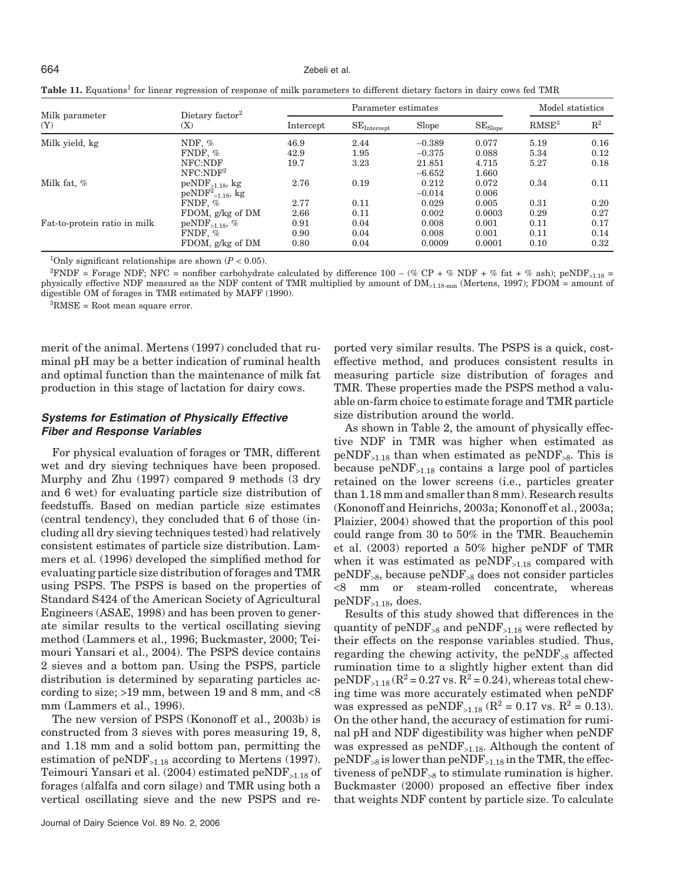**Table 11.** Equations[1] for linear regression of response of milk parameters to different dietary factors in dairy cows fed TMR

| Milk parameter (Y) | Dietary factor[2] (X) | Parameter estimates | | | | Model statistics | |
|---|---|---|---|---|---|---|---|
| | | Intercept | $SE_{Intercept}$ | Slope | $SE_{Slope}$ | RMSE[3] | $R^2$ |
| Milk yield, kg | NDF, % | 46.9 | 2.44 | −0.389 | 0.077 | 5.19 | 0.16 |
| | FNDF, % | 42.9 | 1.95 | −0.375 | 0.088 | 5.34 | 0.12 |
| | NFC:NDF | 19.7 | 3.23 | 21.851 | 4.715 | 5.27 | 0.18 |
| | $NFC:NDF^2$ | | | −6.652 | 1.660 | | |
| Milk fat, % | $peNDF_{>1.18}$, kg | 2.76 | 0.19 | 0.212 | 0.072 | 0.34 | 0.11 |
| | $peNDF^2_{>1.18}$, kg | | | −0.014 | 0.006 | | |
| | FNDF, % | 2.77 | 0.11 | 0.029 | 0.005 | 0.31 | 0.20 |
| | FDOM, g/kg of DM | 2.66 | 0.11 | 0.002 | 0.0003 | 0.29 | 0.27 |
| Fat-to-protein ratio in milk | $peNDF_{>1.18}$, % | 0.91 | 0.04 | 0.008 | 0.001 | 0.11 | 0.17 |
| | FNDF, % | 0.90 | 0.04 | 0.008 | 0.001 | 0.11 | 0.14 |
| | FDOM, g/kg of DM | 0.80 | 0.04 | 0.0009 | 0.0001 | 0.10 | 0.32 |

[1]Only significant relationships are shown ($P < 0.05$).

[2]FNDF = Forage NDF; NFC = nonfiber carbohydrate calculated by difference 100 − (% CP + % NDF + % fat + % ash); $peNDF_{>1.18}$ = physically effective NDF measured as the NDF content of TMR multiplied by amount of $DM_{>1.18\text{-mm}}$ (Mertens, 1997); FDOM = amount of digestible OM of forages in TMR estimated by MAFF (1990).

[3]RMSE = Root mean square error.

merit of the animal. Mertens (1997) concluded that ruminal pH may be a better indication of ruminal health and optimal function than the maintenance of milk fat production in this stage of lactation for dairy cows.

### *Systems for Estimation of Physically Effective Fiber and Response Variables*

For physical evaluation of forages or TMR, different wet and dry sieving techniques have been proposed. Murphy and Zhu (1997) compared 9 methods (3 dry and 6 wet) for evaluating particle size distribution of feedstuffs. Based on median particle size estimates (central tendency), they concluded that 6 of those (including all dry sieving techniques tested) had relatively consistent estimates of particle size distribution. Lammers et al. (1996) developed the simplified method for evaluating particle size distribution of forages and TMR using PSPS. The PSPS is based on the properties of Standard S424 of the American Society of Agricultural Engineers (ASAE, 1998) and has been proven to generate similar results to the vertical oscillating sieving method (Lammers et al., 1996; Buckmaster, 2000; Teimouri Yansari et al., 2004). The PSPS device contains 2 sieves and a bottom pan. Using the PSPS, particle distribution is determined by separating particles according to size; >19 mm, between 19 and 8 mm, and <8 mm (Lammers et al., 1996).

The new version of PSPS (Kononoff et al., 2003b) is constructed from 3 sieves with pores measuring 19, 8, and 1.18 mm and a solid bottom pan, permitting the estimation of $peNDF_{>1.18}$ according to Mertens (1997). Teimouri Yansari et al. (2004) estimated $peNDF_{>1.18}$ of forages (alfalfa and corn silage) and TMR using both a vertical oscillating sieve and the new PSPS and reported very similar results. The PSPS is a quick, cost-effective method, and produces consistent results in measuring particle size distribution of forages and TMR. These properties made the PSPS method a valuable on-farm choice to estimate forage and TMR particle size distribution around the world.

As shown in Table 2, the amount of physically effective NDF in TMR was higher when estimated as $peNDF_{>1.18}$ than when estimated as $peNDF_{>8}$. This is because $peNDF_{>1.18}$ contains a large pool of particles retained on the lower screens (i.e., particles greater than 1.18 mm and smaller than 8 mm). Research results (Kononoff and Heinrichs, 2003a; Kononoff et al., 2003a; Plaizier, 2004) showed that the proportion of this pool could range from 30 to 50% in the TMR. Beauchemin et al. (2003) reported a 50% higher peNDF of TMR when it was estimated as $peNDF_{>1.18}$ compared with $peNDF_{>8}$, because $peNDF_{>8}$ does not consider particles <8 mm or steam-rolled concentrate, whereas $peNDF_{>1.18}$, does.

Results of this study showed that differences in the quantity of $peNDF_{>8}$ and $peNDF_{>1.18}$ were reflected by their effects on the response variables studied. Thus, regarding the chewing activity, the $peNDF_{>8}$ affected rumination time to a slightly higher extent than did $peNDF_{>1.18}$ ($R^2 = 0.27$ vs. $R^2 = 0.24$), whereas total chewing time was more accurately estimated when peNDF was expressed as $peNDF_{>1.18}$ ($R^2 = 0.17$ vs. $R^2 = 0.13$). On the other hand, the accuracy of estimation for ruminal pH and NDF digestibility was higher when peNDF was expressed as $peNDF_{>1.18}$. Although the content of $peNDF_{>8}$ is lower than $peNDF_{>1.18}$ in the TMR, the effectiveness of $peNDF_{>8}$ to stimulate rumination is higher. Buckmaster (2000) proposed an effective fiber index that weights NDF content by particle size. To calculate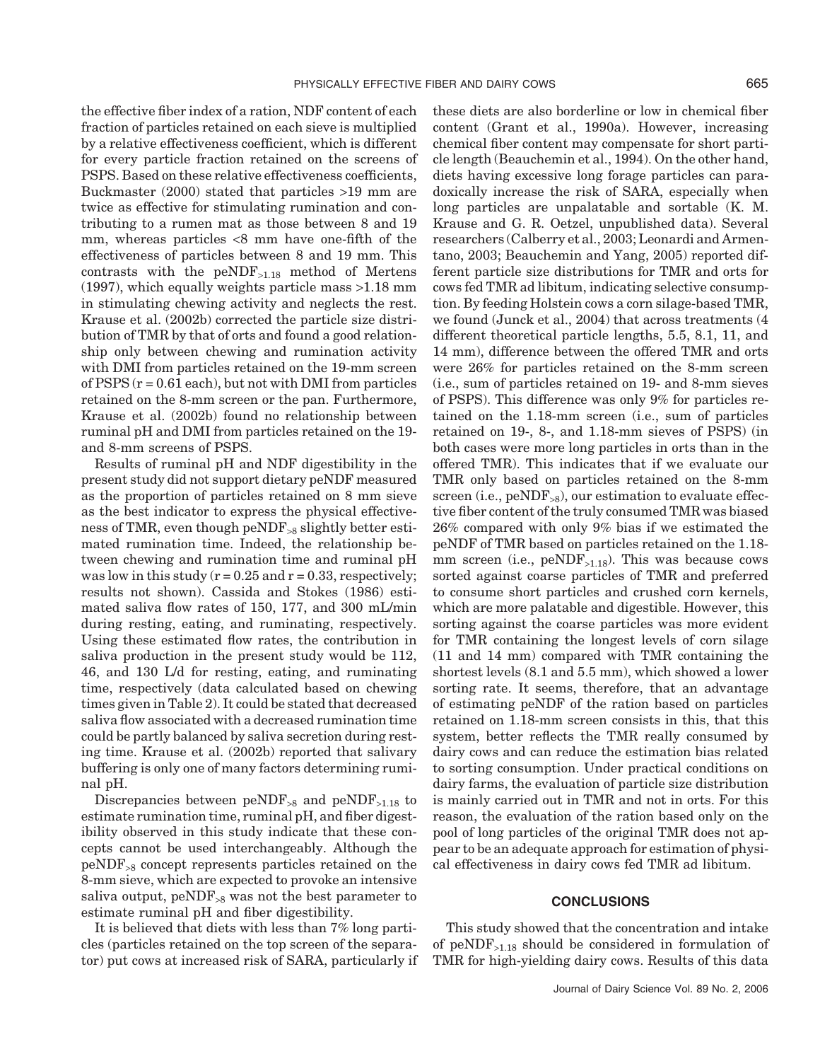the effective fiber index of a ration, NDF content of each fraction of particles retained on each sieve is multiplied by a relative effectiveness coefficient, which is different for every particle fraction retained on the screens of PSPS. Based on these relative effectiveness coefficients, Buckmaster (2000) stated that particles >19 mm are twice as effective for stimulating rumination and contributing to a rumen mat as those between 8 and 19 mm, whereas particles <8 mm have one-fifth of the effectiveness of particles between 8 and 19 mm. This contrasts with the $peNDF_{>1.18}$ method of Mertens (1997), which equally weights particle mass >1.18 mm in stimulating chewing activity and neglects the rest. Krause et al. (2002b) corrected the particle size distribution of TMR by that of orts and found a good relationship only between chewing and rumination activity with DMI from particles retained on the 19-mm screen of PSPS ($r = 0.61$ each), but not with DMI from particles retained on the 8-mm screen or the pan. Furthermore, Krause et al. (2002b) found no relationship between ruminal pH and DMI from particles retained on the 19- and 8-mm screens of PSPS.

Results of ruminal pH and NDF digestibility in the present study did not support dietary peNDF measured as the proportion of particles retained on 8 mm sieve as the best indicator to express the physical effectiveness of TMR, even though $peNDF_{>8}$ slightly better estimated rumination time. Indeed, the relationship between chewing and rumination time and ruminal pH was low in this study ($r = 0.25$ and $r = 0.33$, respectively; results not shown). Cassida and Stokes (1986) estimated saliva flow rates of 150, 177, and 300 mL/min during resting, eating, and ruminating, respectively. Using these estimated flow rates, the contribution in saliva production in the present study would be 112, 46, and 130 L/d for resting, eating, and ruminating time, respectively (data calculated based on chewing times given in Table 2). It could be stated that decreased saliva flow associated with a decreased rumination time could be partly balanced by saliva secretion during resting time. Krause et al. (2002b) reported that salivary buffering is only one of many factors determining ruminal pH.

Discrepancies between $peNDF_{>8}$ and $peNDF_{>1.18}$ to estimate rumination time, ruminal pH, and fiber digestibility observed in this study indicate that these concepts cannot be used interchangeably. Although the $peNDF_{>8}$ concept represents particles retained on the 8-mm sieve, which are expected to provoke an intensive saliva output, $peNDF_{>8}$ was not the best parameter to estimate ruminal pH and fiber digestibility.

It is believed that diets with less than 7% long particles (particles retained on the top screen of the separator) put cows at increased risk of SARA, particularly if these diets are also borderline or low in chemical fiber content (Grant et al., 1990a). However, increasing chemical fiber content may compensate for short particle length (Beauchemin et al., 1994). On the other hand, diets having excessive long forage particles can paradoxically increase the risk of SARA, especially when long particles are unpalatable and sortable (K. M. Krause and G. R. Oetzel, unpublished data). Several researchers (Calberry et al., 2003; Leonardi and Armentano, 2003; Beauchemin and Yang, 2005) reported different particle size distributions for TMR and orts for cows fed TMR ad libitum, indicating selective consumption. By feeding Holstein cows a corn silage-based TMR, we found (Junck et al., 2004) that across treatments (4 different theoretical particle lengths, 5.5, 8.1, 11, and 14 mm), difference between the offered TMR and orts were 26% for particles retained on the 8-mm screen (i.e., sum of particles retained on 19- and 8-mm sieves of PSPS). This difference was only 9% for particles retained on the 1.18-mm screen (i.e., sum of particles retained on 19-, 8-, and 1.18-mm sieves of PSPS) (in both cases were more long particles in orts than in the offered TMR). This indicates that if we evaluate our TMR only based on particles retained on the 8-mm screen (i.e., $peNDF_{>8}$), our estimation to evaluate effective fiber content of the truly consumed TMR was biased 26% compared with only 9% bias if we estimated the peNDF of TMR based on particles retained on the 1.18-mm screen (i.e., $peNDF_{>1.18}$). This was because cows sorted against coarse particles of TMR and preferred to consume short particles and crushed corn kernels, which are more palatable and digestible. However, this sorting against the coarse particles was more evident for TMR containing the longest levels of corn silage (11 and 14 mm) compared with TMR containing the shortest levels (8.1 and 5.5 mm), which showed a lower sorting rate. It seems, therefore, that an advantage of estimating peNDF of the ration based on particles retained on 1.18-mm screen consists in this, that this system, better reflects the TMR really consumed by dairy cows and can reduce the estimation bias related to sorting consumption. Under practical conditions on dairy farms, the evaluation of particle size distribution is mainly carried out in TMR and not in orts. For this reason, the evaluation of the ration based only on the pool of long particles of the original TMR does not appear to be an adequate approach for estimation of physical effectiveness in dairy cows fed TMR ad libitum.

## CONCLUSIONS

This study showed that the concentration and intake of $peNDF_{>1.18}$ should be considered in formulation of TMR for high-yielding dairy cows. Results of this data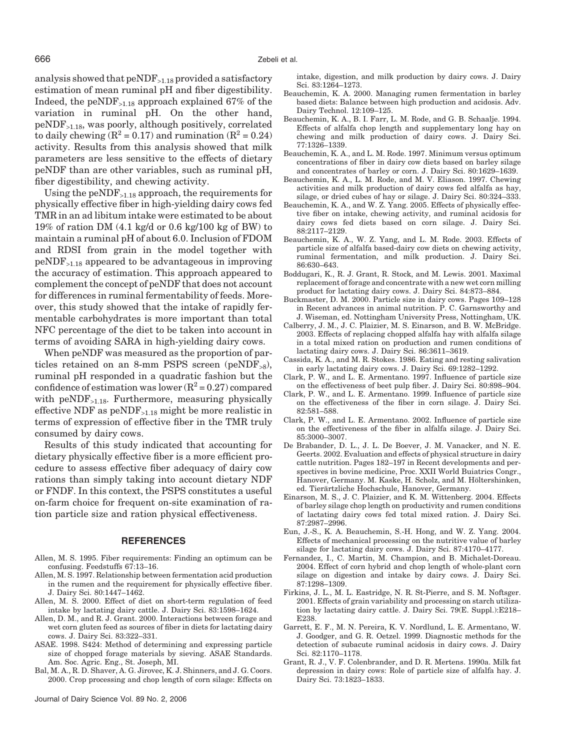analysis showed that $peNDF_{>1.18}$ provided a satisfactory estimation of mean ruminal pH and fiber digestibility. Indeed, the $peNDF_{>1.18}$ approach explained 67% of the variation in ruminal pH. On the other hand, $peNDF_{>1.18}$, was poorly, although positively, correlated to daily chewing ($R^2 = 0.17$) and rumination ($R^2 = 0.24$) activity. Results from this analysis showed that milk parameters are less sensitive to the effects of dietary peNDF than are other variables, such as ruminal pH, fiber digestibility, and chewing activity.

Using the $peNDF_{>1.18}$ approach, the requirements for physically effective fiber in high-yielding dairy cows fed TMR in an ad libitum intake were estimated to be about 19% of ration DM (4.1 kg/d or 0.6 kg/100 kg of BW) to maintain a ruminal pH of about 6.0. Inclusion of FDOM and RDSI from grain in the model together with $peNDF_{>1.18}$ appeared to be advantageous in improving the accuracy of estimation. This approach appeared to complement the concept of peNDF that does not account for differences in ruminal fermentability of feeds. Moreover, this study showed that the intake of rapidly fermentable carbohydrates is more important than total NFC percentage of the diet to be taken into account in terms of avoiding SARA in high-yielding dairy cows.

When peNDF was measured as the proportion of particles retained on an 8-mm PSPS screen ($peNDF_{>8}$), ruminal pH responded in a quadratic fashion but the confidence of estimation was lower ($R^2 = 0.27$) compared with $peNDF_{>1.18}$. Furthermore, measuring physically effective NDF as $peNDF_{>1.18}$ might be more realistic in terms of expression of effective fiber in the TMR truly consumed by dairy cows.

Results of this study indicated that accounting for dietary physically effective fiber is a more efficient procedure to assess effective fiber adequacy of dairy cow rations than simply taking into account dietary NDF or FNDF. In this context, the PSPS constitutes a useful on-farm choice for frequent on-site examination of ration particle size and ration physical effectiveness.

## REFERENCES

Allen, M. S. 1995. Fiber requirements: Finding an optimum can be confusing. Feedstuffs 67:13–16.

Allen, M. S. 1997. Relationship between fermentation acid production in the rumen and the requirement for physically effective fiber. J. Dairy Sci. 80:1447–1462.

Allen, M. S. 2000. Effect of diet on short-term regulation of feed intake by lactating dairy cattle. J. Dairy Sci. 83:1598–1624.

Allen, D. M., and R. J. Grant. 2000. Interactions between forage and wet corn gluten feed as sources of fiber in diets for lactating dairy cows. J. Dairy Sci. 83:322–331.

ASAE. 1998. S424: Method of determining and expressing particle size of chopped forage materials by sieving. ASAE Standards. Am. Soc. Agric. Eng., St. Joseph, MI.

Bal, M. A., R. D. Shaver, A. G. Jirovec, K. J. Shinners, and J. G. Coors. 2000. Crop processing and chop length of corn silage: Effects on intake, digestion, and milk production by dairy cows. J. Dairy Sci. 83:1264–1273.

Beauchemin, K. A. 2000. Managing rumen fermentation in barley based diets: Balance between high production and acidosis. Adv. Dairy Technol. 12:109–125.

Beauchemin, K. A., B. I. Farr, L. M. Rode, and G. B. Schaalje. 1994. Effects of alfalfa chop length and supplementary long hay on chewing and milk production of dairy cows. J. Dairy Sci. 77:1326–1339.

Beauchemin, K. A., and L. M. Rode. 1997. Minimum versus optimum concentrations of fiber in dairy cow diets based on barley silage and concentrates of barley or corn. J. Dairy Sci. 80:1629–1639.

Beauchemin, K. A., L. M. Rode, and M. V. Eliason. 1997. Chewing activities and milk production of dairy cows fed alfalfa as hay, silage, or dried cubes of hay or silage. J. Dairy Sci. 80:324–333.

Beauchemin, K. A., and W. Z. Yang. 2005. Effects of physically effective fiber on intake, chewing activity, and ruminal acidosis for dairy cows fed diets based on corn silage. J. Dairy Sci. 88:2117–2129.

Beauchemin, K. A., W. Z. Yang, and L. M. Rode. 2003. Effects of particle size of alfalfa based-dairy cow diets on chewing activity, ruminal fermentation, and milk production. J. Dairy Sci. 86:630–643.

Boddugari, K., R. J. Grant, R. Stock, and M. Lewis. 2001. Maximal replacement of forage and concentrate with a new wet corn milling product for lactating dairy cows. J. Dairy Sci. 84:873–884.

Buckmaster, D. M. 2000. Particle size in dairy cows. Pages 109–128 in Recent advances in animal nutrition. P. C. Garnsworthy and J. Wiseman, ed. Nottingham University Press, Nottingham, UK.

Calberry, J. M., J. C. Plaizier, M. S. Einarson, and B. W. McBridge. 2003. Effects of replacing chopped alfalfa hay with alfalfa silage in a total mixed ration on production and rumen conditions of lactating dairy cows. J. Dairy Sci. 86:3611–3619.

Cassida, K. A., and M. R. Stokes. 1986. Eating and resting salivation in early lactating dairy cows. J. Dairy Sci. 69:1282–1292.

Clark, P. W., and L. E. Armentano. 1997. Influence of particle size on the effectiveness of beet pulp fiber. J. Dairy Sci. 80:898–904.

Clark, P. W., and L. E. Armentano. 1999. Influence of particle size on the effectiveness of the fiber in corn silage. J. Dairy Sci. 82:581–588.

Clark, P. W., and L. E. Armentano. 2002. Influence of particle size on the effectiveness of the fiber in alfalfa silage. J. Dairy Sci. 85:3000–3007.

De Brabander, D. L., J. L. De Boever, J. M. Vanacker, and N. E. Geerts. 2002. Evaluation and effects of physical structure in dairy cattle nutrition. Pages 182–197 in Recent developments and perspectives in bovine medicine, Proc. XXII World Buiatrics Congr., Hanover, Germany. M. Kaske, H. Scholz, and M. Höltershinken, ed. Tierärtzliche Hochschule, Hanover, Germany.

Einarson, M. S., J. C. Plaizier, and K. M. Wittenberg. 2004. Effects of barley silage chop length on productivity and rumen conditions of lactating dairy cows fed total mixed ration. J. Dairy Sci. 87:2987–2996.

Eun, J.-S., K. A. Beauchemin, S.-H. Hong, and W. Z. Yang. 2004. Effects of mechanical processing on the nutritive value of barley silage for lactating dairy cows. J. Dairy Sci. 87:4170–4177.

Fernandez, I., C. Martin, M. Champion, and B. Michalet-Doreau. 2004. Effect of corn hybrid and chop length of whole-plant corn silage on digestion and intake by dairy cows. J. Dairy Sci. 87:1298–1309.

Firkins, J. L., M. L. Eastridge, N. R. St-Pierre, and S. M. Noftsger. 2001. Effects of grain variability and processing on starch utilization by lactating dairy cattle. J. Dairy Sci. 79(E. Suppl.):E218–E238.

Garrett, E. F., M. N. Pereira, K. V. Nordlund, L. E. Armentano, W. J. Goodger, and G. R. Oetzel. 1999. Diagnostic methods for the detection of subacute ruminal acidosis in dairy cows. J. Dairy Sci. 82:1170–1178.

Grant, R. J., V. F. Colenbrander, and D. R. Mertens. 1990a. Milk fat depression in dairy cows: Role of particle size of alfalfa hay. J. Dairy Sci. 73:1823–1833.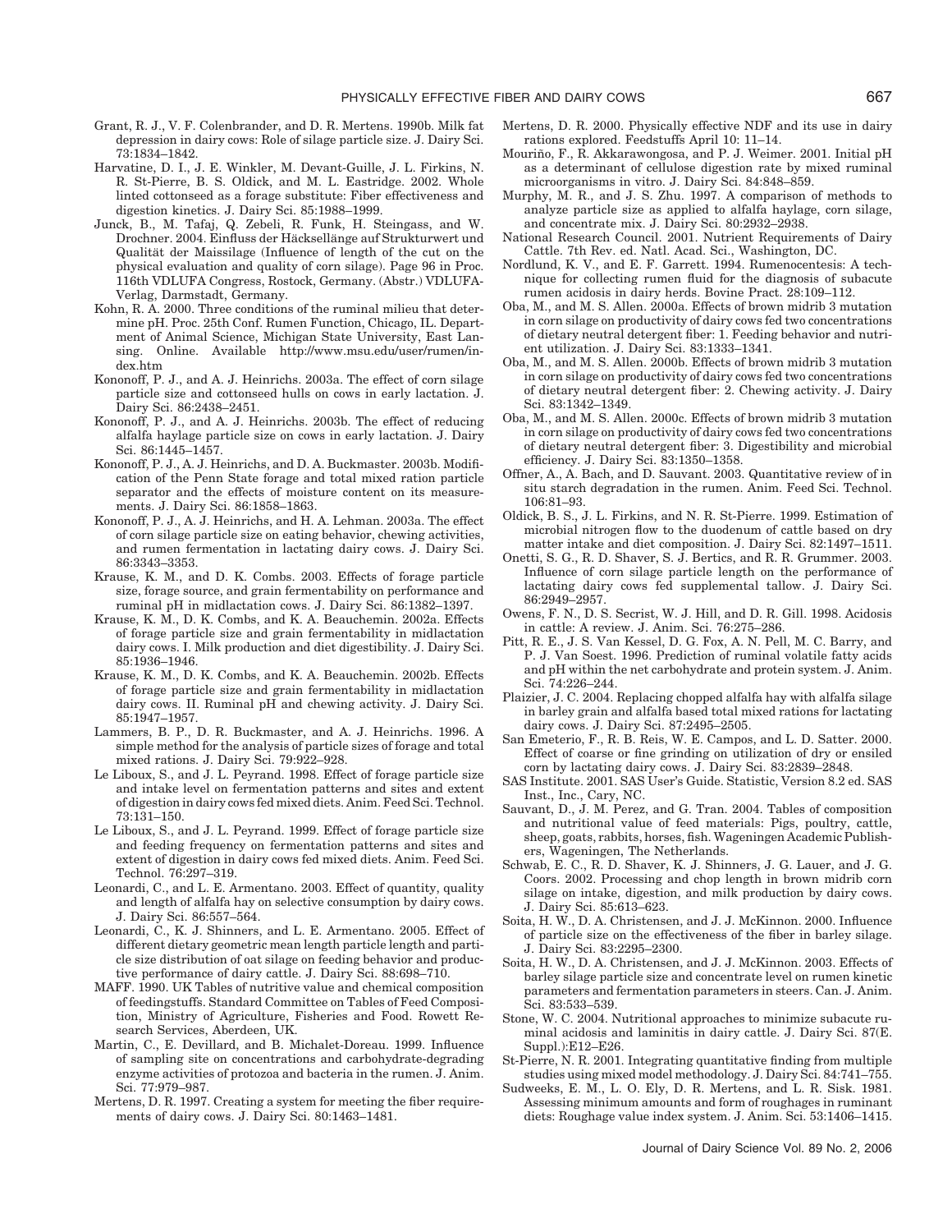Grant, R. J., V. F. Colenbrander, and D. R. Mertens. 1990b. Milk fat depression in dairy cows: Role of silage particle size. J. Dairy Sci. 73:1834–1842.

Harvatine, D. I., J. E. Winkler, M. Devant-Guille, J. L. Firkins, N. R. St-Pierre, B. S. Oldick, and M. L. Eastridge. 2002. Whole linted cottonseed as a forage substitute: Fiber effectiveness and digestion kinetics. J. Dairy Sci. 85:1988–1999.

Junck, B., M. Tafaj, Q. Zebeli, R. Funk, H. Steingass, and W. Drochner. 2004. Einfluss der Häcksellänge auf Strukturwert und Qualität der Maissilage (Influence of length of the cut on the physical evaluation and quality of corn silage). Page 96 in Proc. 116th VDLUFA Congress, Rostock, Germany. (Abstr.) VDLUFA-Verlag, Darmstadt, Germany.

Kohn, R. A. 2000. Three conditions of the ruminal milieu that determine pH. Proc. 25th Conf. Rumen Function, Chicago, IL. Department of Animal Science, Michigan State University, East Lansing. Online. Available http://www.msu.edu/user/rumen/index.htm

Kononoff, P. J., and A. J. Heinrichs. 2003a. The effect of corn silage particle size and cottonseed hulls on cows in early lactation. J. Dairy Sci. 86:2438–2451.

Kononoff, P. J., and A. J. Heinrichs. 2003b. The effect of reducing alfalfa haylage particle size on cows in early lactation. J. Dairy Sci. 86:1445–1457.

Kononoff, P. J., A. J. Heinrichs, and D. A. Buckmaster. 2003b. Modification of the Penn State forage and total mixed ration particle separator and the effects of moisture content on its measurements. J. Dairy Sci. 86:1858–1863.

Kononoff, P. J., A. J. Heinrichs, and H. A. Lehman. 2003a. The effect of corn silage particle size on eating behavior, chewing activities, and rumen fermentation in lactating dairy cows. J. Dairy Sci. 86:3343–3353.

Krause, K. M., and D. K. Combs. 2003. Effects of forage particle size, forage source, and grain fermentability on performance and ruminal pH in midlactation cows. J. Dairy Sci. 86:1382–1397.

Krause, K. M., D. K. Combs, and K. A. Beauchemin. 2002a. Effects of forage particle size and grain fermentability in midlactation dairy cows. I. Milk production and diet digestibility. J. Dairy Sci. 85:1936–1946.

Krause, K. M., D. K. Combs, and K. A. Beauchemin. 2002b. Effects of forage particle size and grain fermentability in midlactation dairy cows. II. Ruminal pH and chewing activity. J. Dairy Sci. 85:1947–1957.

Lammers, B. P., D. R. Buckmaster, and A. J. Heinrichs. 1996. A simple method for the analysis of particle sizes of forage and total mixed rations. J. Dairy Sci. 79:922–928.

Le Liboux, S., and J. L. Peyrand. 1998. Effect of forage particle size and intake level on fermentation patterns and sites and extent of digestion in dairy cows fed mixed diets. Anim. Feed Sci. Technol. 73:131–150.

Le Liboux, S., and J. L. Peyrand. 1999. Effect of forage particle size and feeding frequency on fermentation patterns and sites and extent of digestion in dairy cows fed mixed diets. Anim. Feed Sci. Technol. 76:297–319.

Leonardi, C., and L. E. Armentano. 2003. Effect of quantity, quality and length of alfalfa hay on selective consumption by dairy cows. J. Dairy Sci. 86:557–564.

Leonardi, C., K. J. Shinners, and L. E. Armentano. 2005. Effect of different dietary geometric mean length particle length and particle size distribution of oat silage on feeding behavior and productive performance of dairy cattle. J. Dairy Sci. 88:698–710.

MAFF. 1990. UK Tables of nutritive value and chemical composition of feedingstuffs. Standard Committee on Tables of Feed Composition, Ministry of Agriculture, Fisheries and Food. Rowett Research Services, Aberdeen, UK.

Martin, C., E. Devillard, and B. Michalet-Doreau. 1999. Influence of sampling site on concentrations and carbohydrate-degrading enzyme activities of protozoa and bacteria in the rumen. J. Anim. Sci. 77:979–987.

Mertens, D. R. 1997. Creating a system for meeting the fiber requirements of dairy cows. J. Dairy Sci. 80:1463–1481.

Mertens, D. R. 2000. Physically effective NDF and its use in dairy rations explored. Feedstuffs April 10: 11–14.

Mouriño, F., R. Akkarawongosa, and P. J. Weimer. 2001. Initial pH as a determinant of cellulose digestion rate by mixed ruminal microorganisms in vitro. J. Dairy Sci. 84:848–859.

Murphy, M. R., and J. S. Zhu. 1997. A comparison of methods to analyze particle size as applied to alfalfa haylage, corn silage, and concentrate mix. J. Dairy Sci. 80:2932–2938.

National Research Council. 2001. Nutrient Requirements of Dairy Cattle. 7th Rev. ed. Natl. Acad. Sci., Washington, DC.

Nordlund, K. V., and E. F. Garrett. 1994. Rumenocentesis: A technique for collecting rumen fluid for the diagnosis of subacute rumen acidosis in dairy herds. Bovine Pract. 28:109–112.

Oba, M., and M. S. Allen. 2000a. Effects of brown midrib 3 mutation in corn silage on productivity of dairy cows fed two concentrations of dietary neutral detergent fiber: 1. Feeding behavior and nutrient utilization. J. Dairy Sci. 83:1333–1341.

Oba, M., and M. S. Allen. 2000b. Effects of brown midrib 3 mutation in corn silage on productivity of dairy cows fed two concentrations of dietary neutral detergent fiber: 2. Chewing activity. J. Dairy Sci. 83:1342–1349.

Oba, M., and M. S. Allen. 2000c. Effects of brown midrib 3 mutation in corn silage on productivity of dairy cows fed two concentrations of dietary neutral detergent fiber: 3. Digestibility and microbial efficiency. J. Dairy Sci. 83:1350–1358.

Offner, A., A. Bach, and D. Sauvant. 2003. Quantitative review of in situ starch degradation in the rumen. Anim. Feed Sci. Technol. 106:81–93.

Oldick, B. S., J. L. Firkins, and N. R. St-Pierre. 1999. Estimation of microbial nitrogen flow to the duodenum of cattle based on dry matter intake and diet composition. J. Dairy Sci. 82:1497–1511.

Onetti, S. G., R. D. Shaver, S. J. Bertics, and R. R. Grummer. 2003. Influence of corn silage particle length on the performance of lactating dairy cows fed supplemental tallow. J. Dairy Sci. 86:2949–2957.

Owens, F. N., D. S. Secrist, W. J. Hill, and D. R. Gill. 1998. Acidosis in cattle: A review. J. Anim. Sci. 76:275–286.

Pitt, R. E., J. S. Van Kessel, D. G. Fox, A. N. Pell, M. C. Barry, and P. J. Van Soest. 1996. Prediction of ruminal volatile fatty acids and pH within the net carbohydrate and protein system. J. Anim. Sci. 74:226–244.

Plaizier, J. C. 2004. Replacing chopped alfalfa hay with alfalfa silage in barley grain and alfalfa based total mixed rations for lactating dairy cows. J. Dairy Sci. 87:2495–2505.

San Emeterio, F., R. B. Reis, W. E. Campos, and L. D. Satter. 2000. Effect of coarse or fine grinding on utilization of dry or ensiled corn by lactating dairy cows. J. Dairy Sci. 83:2839–2848.

SAS Institute. 2001. SAS User's Guide. Statistic, Version 8.2 ed. SAS Inst., Inc., Cary, NC.

Sauvant, D., J. M. Perez, and G. Tran. 2004. Tables of composition and nutritional value of feed materials: Pigs, poultry, cattle, sheep, goats, rabbits, horses, fish. Wageningen Academic Publishers, Wageningen, The Netherlands.

Schwab, E. C., R. D. Shaver, K. J. Shinners, J. G. Lauer, and J. G. Coors. 2002. Processing and chop length in brown midrib corn silage on intake, digestion, and milk production by dairy cows. J. Dairy Sci. 85:613–623.

Soita, H. W., D. A. Christensen, and J. J. McKinnon. 2000. Influence of particle size on the effectiveness of the fiber in barley silage. J. Dairy Sci. 83:2295–2300.

Soita, H. W., D. A. Christensen, and J. J. McKinnon. 2003. Effects of barley silage particle size and concentrate level on rumen kinetic parameters and fermentation parameters in steers. Can. J. Anim. Sci. 83:533–539.

Stone, W. C. 2004. Nutritional approaches to minimize subacute ruminal acidosis and laminitis in dairy cattle. J. Dairy Sci. 87(E. Suppl.):E12–E26.

St-Pierre, N. R. 2001. Integrating quantitative finding from multiple studies using mixed model methodology. J. Dairy Sci. 84:741–755.

Sudweeks, E. M., L. O. Ely, D. R. Mertens, and L. R. Sisk. 1981. Assessing minimum amounts and form of roughages in ruminant diets: Roughage value index system. J. Anim. Sci. 53:1406–1415.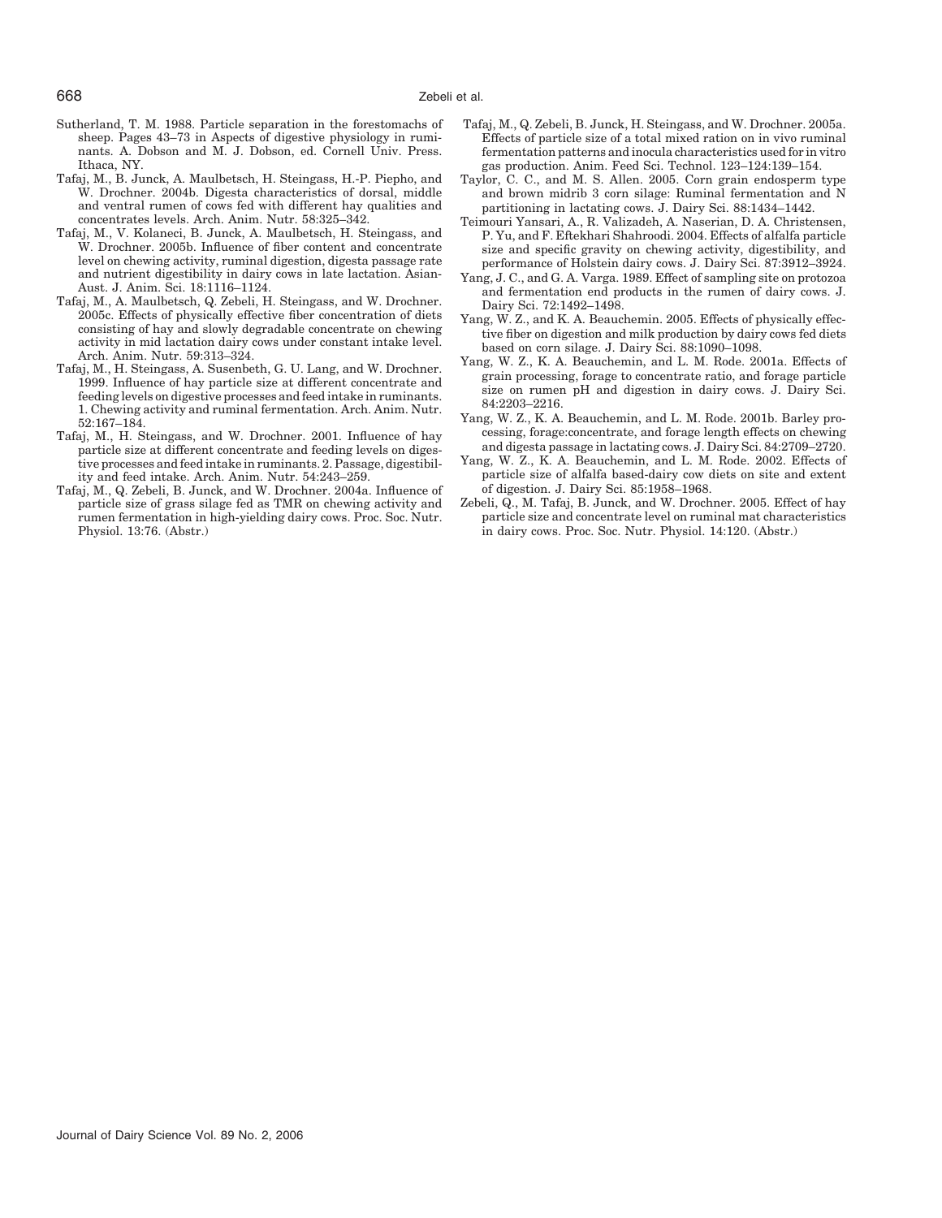Sutherland, T. M. 1988. Particle separation in the forestomachs of sheep. Pages 43–73 in Aspects of digestive physiology in ruminants. A. Dobson and M. J. Dobson, ed. Cornell Univ. Press. Ithaca, NY.

Tafaj, M., B. Junck, A. Maulbetsch, H. Steingass, H.-P. Piepho, and W. Drochner. 2004b. Digesta characteristics of dorsal, middle and ventral rumen of cows fed with different hay qualities and concentrates levels. Arch. Anim. Nutr. 58:325–342.

Tafaj, M., V. Kolaneci, B. Junck, A. Maulbetsch, H. Steingass, and W. Drochner. 2005b. Influence of fiber content and concentrate level on chewing activity, ruminal digestion, digesta passage rate and nutrient digestibility in dairy cows in late lactation. Asian-Aust. J. Anim. Sci. 18:1116–1124.

Tafaj, M., A. Maulbetsch, Q. Zebeli, H. Steingass, and W. Drochner. 2005c. Effects of physically effective fiber concentration of diets consisting of hay and slowly degradable concentrate on chewing activity in mid lactation dairy cows under constant intake level. Arch. Anim. Nutr. 59:313–324.

Tafaj, M., H. Steingass, A. Susenbeth, G. U. Lang, and W. Drochner. 1999. Influence of hay particle size at different concentrate and feeding levels on digestive processes and feed intake in ruminants. 1. Chewing activity and ruminal fermentation. Arch. Anim. Nutr. 52:167–184.

Tafaj, M., H. Steingass, and W. Drochner. 2001. Influence of hay particle size at different concentrate and feeding levels on digestive processes and feed intake in ruminants. 2. Passage, digestibility and feed intake. Arch. Anim. Nutr. 54:243–259.

Tafaj, M., Q. Zebeli, B. Junck, and W. Drochner. 2004a. Influence of particle size of grass silage fed as TMR on chewing activity and rumen fermentation in high-yielding dairy cows. Proc. Soc. Nutr. Physiol. 13:76. (Abstr.)

Tafaj, M., Q. Zebeli, B. Junck, H. Steingass, and W. Drochner. 2005a. Effects of particle size of a total mixed ration on in vivo ruminal fermentation patterns and inocula characteristics used for in vitro gas production. Anim. Feed Sci. Technol. 123–124:139–154.

Taylor, C. C., and M. S. Allen. 2005. Corn grain endosperm type and brown midrib 3 corn silage: Ruminal fermentation and N partitioning in lactating cows. J. Dairy Sci. 88:1434–1442.

Teimouri Yansari, A., R. Valizadeh, A. Naserian, D. A. Christensen, P. Yu, and F. Eftekhari Shahroodi. 2004. Effects of alfalfa particle size and specific gravity on chewing activity, digestibility, and performance of Holstein dairy cows. J. Dairy Sci. 87:3912–3924.

Yang, J. C., and G. A. Varga. 1989. Effect of sampling site on protozoa and fermentation end products in the rumen of dairy cows. J. Dairy Sci. 72:1492–1498.

Yang, W. Z., and K. A. Beauchemin. 2005. Effects of physically effective fiber on digestion and milk production by dairy cows fed diets based on corn silage. J. Dairy Sci. 88:1090–1098.

Yang, W. Z., K. A. Beauchemin, and L. M. Rode. 2001a. Effects of grain processing, forage to concentrate ratio, and forage particle size on rumen pH and digestion in dairy cows. J. Dairy Sci. 84:2203–2216.

Yang, W. Z., K. A. Beauchemin, and L. M. Rode. 2001b. Barley processing, forage:concentrate, and forage length effects on chewing and digesta passage in lactating cows. J. Dairy Sci. 84:2709–2720.

Yang, W. Z., K. A. Beauchemin, and L. M. Rode. 2002. Effects of particle size of alfalfa based-dairy cow diets on site and extent of digestion. J. Dairy Sci. 85:1958–1968.

Zebeli, Q., M. Tafaj, B. Junck, and W. Drochner. 2005. Effect of hay particle size and concentrate level on ruminal mat characteristics in dairy cows. Proc. Soc. Nutr. Physiol. 14:120. (Abstr.)